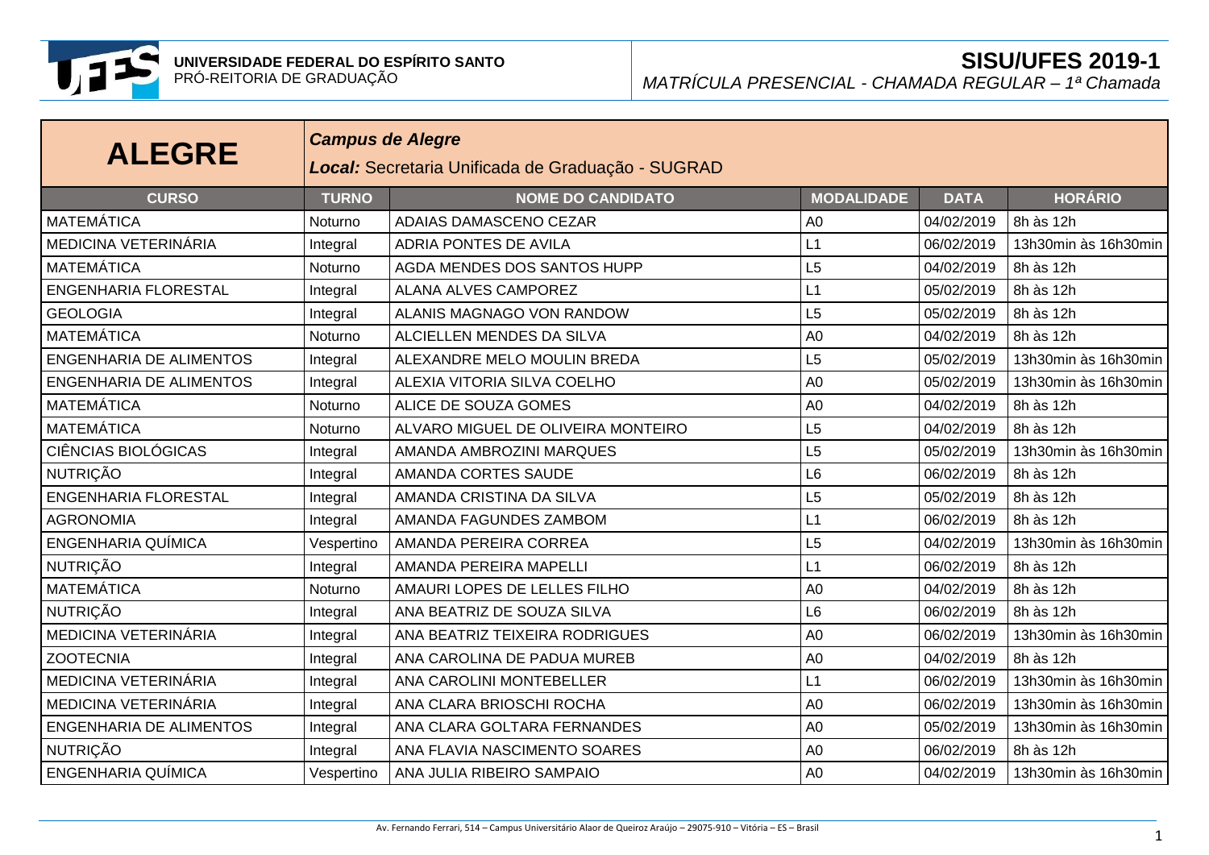**UNIVERSIDADE FEDERAL DO ESPÍRITO SANTO**
PRÓ-REITORIA DE GRADUAÇÃO

# SISU/UFES 2019-1

*MATRÍCULA PRESENCIAL - CHAMADA REGULAR – 1ª Chamada*

## ALEGRE

***Campus de Alegre***

***Local:*** Secretaria Unificada de Graduação - SUGRAD

| CURSO | TURNO | NOME DO CANDIDATO | MODALIDADE | DATA | HORÁRIO |
|---|---|---|---|---|---|
| MATEMÁTICA | Noturno | ADAIAS DAMASCENO CEZAR | A0 | 04/02/2019 | 8h às 12h |
| MEDICINA VETERINÁRIA | Integral | ADRIA PONTES DE AVILA | L1 | 06/02/2019 | 13h30min às 16h30min |
| MATEMÁTICA | Noturno | AGDA MENDES DOS SANTOS HUPP | L5 | 04/02/2019 | 8h às 12h |
| ENGENHARIA FLORESTAL | Integral | ALANA ALVES CAMPOREZ | L1 | 05/02/2019 | 8h às 12h |
| GEOLOGIA | Integral | ALANIS MAGNAGO VON RANDOW | L5 | 05/02/2019 | 8h às 12h |
| MATEMÁTICA | Noturno | ALCIELLEN MENDES DA SILVA | A0 | 04/02/2019 | 8h às 12h |
| ENGENHARIA DE ALIMENTOS | Integral | ALEXANDRE MELO MOULIN BREDA | L5 | 05/02/2019 | 13h30min às 16h30min |
| ENGENHARIA DE ALIMENTOS | Integral | ALEXIA VITORIA SILVA COELHO | A0 | 05/02/2019 | 13h30min às 16h30min |
| MATEMÁTICA | Noturno | ALICE DE SOUZA GOMES | A0 | 04/02/2019 | 8h às 12h |
| MATEMÁTICA | Noturno | ALVARO MIGUEL DE OLIVEIRA MONTEIRO | L5 | 04/02/2019 | 8h às 12h |
| CIÊNCIAS BIOLÓGICAS | Integral | AMANDA AMBROZINI MARQUES | L5 | 05/02/2019 | 13h30min às 16h30min |
| NUTRIÇÃO | Integral | AMANDA CORTES SAUDE | L6 | 06/02/2019 | 8h às 12h |
| ENGENHARIA FLORESTAL | Integral | AMANDA CRISTINA DA SILVA | L5 | 05/02/2019 | 8h às 12h |
| AGRONOMIA | Integral | AMANDA FAGUNDES ZAMBOM | L1 | 06/02/2019 | 8h às 12h |
| ENGENHARIA QUÍMICA | Vespertino | AMANDA PEREIRA CORREA | L5 | 04/02/2019 | 13h30min às 16h30min |
| NUTRIÇÃO | Integral | AMANDA PEREIRA MAPELLI | L1 | 06/02/2019 | 8h às 12h |
| MATEMÁTICA | Noturno | AMAURI LOPES DE LELLES FILHO | A0 | 04/02/2019 | 8h às 12h |
| NUTRIÇÃO | Integral | ANA BEATRIZ DE SOUZA SILVA | L6 | 06/02/2019 | 8h às 12h |
| MEDICINA VETERINÁRIA | Integral | ANA BEATRIZ TEIXEIRA RODRIGUES | A0 | 06/02/2019 | 13h30min às 16h30min |
| ZOOTECNIA | Integral | ANA CAROLINA DE PADUA MUREB | A0 | 04/02/2019 | 8h às 12h |
| MEDICINA VETERINÁRIA | Integral | ANA CAROLINI MONTEBELLER | L1 | 06/02/2019 | 13h30min às 16h30min |
| MEDICINA VETERINÁRIA | Integral | ANA CLARA BRIOSCHI ROCHA | A0 | 06/02/2019 | 13h30min às 16h30min |
| ENGENHARIA DE ALIMENTOS | Integral | ANA CLARA GOLTARA FERNANDES | A0 | 05/02/2019 | 13h30min às 16h30min |
| NUTRIÇÃO | Integral | ANA FLAVIA NASCIMENTO SOARES | A0 | 06/02/2019 | 8h às 12h |
| ENGENHARIA QUÍMICA | Vespertino | ANA JULIA RIBEIRO SAMPAIO | A0 | 04/02/2019 | 13h30min às 16h30min |

Av. Fernando Ferrari, 514 – Campus Universitário Alaor de Queiroz Araújo – 29075-910 – Vitória – ES – Brasil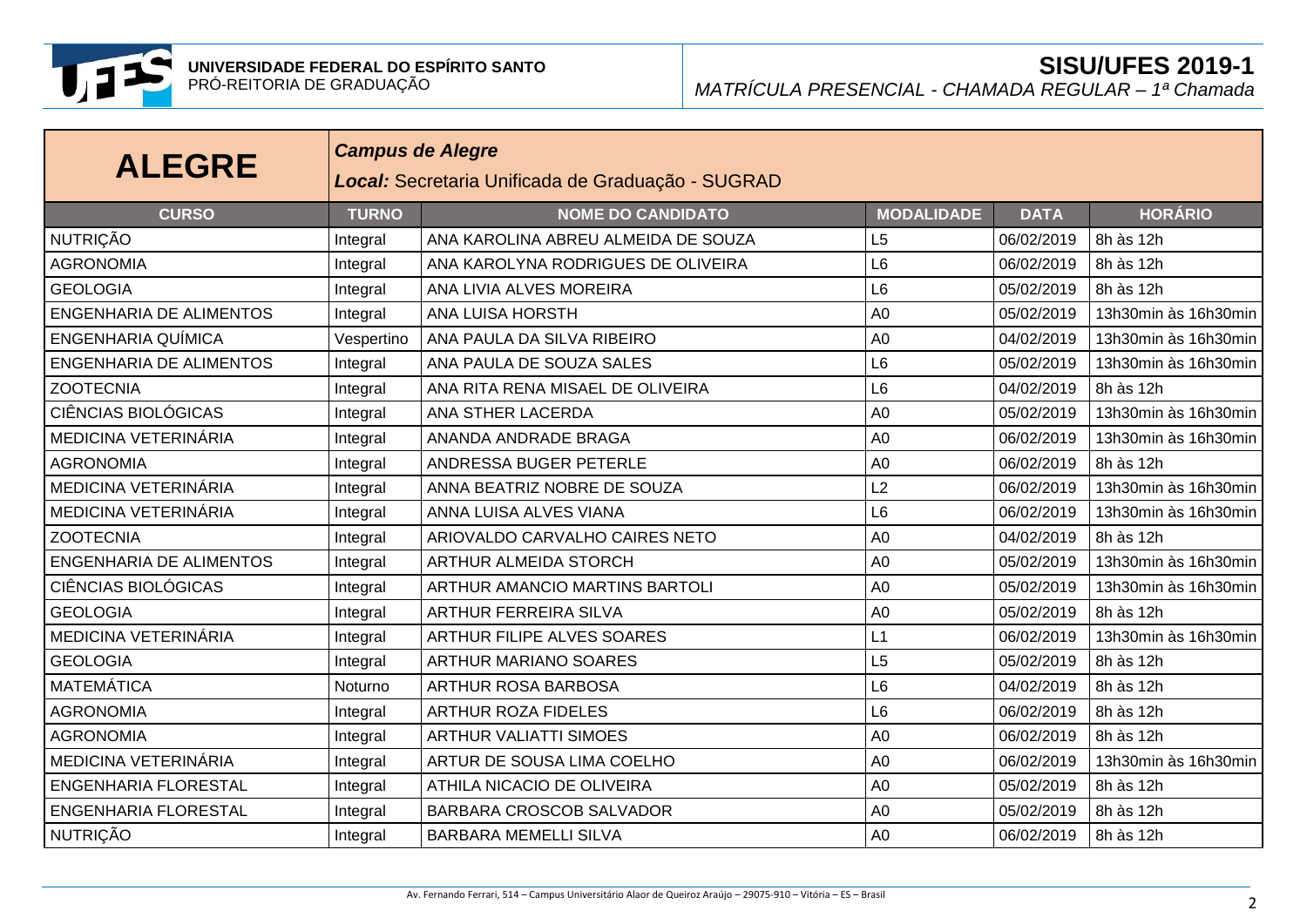**UNIVERSIDADE FEDERAL DO ESPÍRITO SANTO**
PRÓ-REITORIA DE GRADUAÇÃO

**SISU/UFES 2019-1**
*MATRÍCULA PRESENCIAL - CHAMADA REGULAR – 1ª Chamada*

# ALEGRE

***Campus de Alegre***

***Local:*** Secretaria Unificada de Graduação - SUGRAD

| CURSO | TURNO | NOME DO CANDIDATO | MODALIDADE | DATA | HORÁRIO |
|---|---|---|---|---|---|
| NUTRIÇÃO | Integral | ANA KAROLINA ABREU ALMEIDA DE SOUZA | L5 | 06/02/2019 | 8h às 12h |
| AGRONOMIA | Integral | ANA KAROLYNA RODRIGUES DE OLIVEIRA | L6 | 06/02/2019 | 8h às 12h |
| GEOLOGIA | Integral | ANA LIVIA ALVES MOREIRA | L6 | 05/02/2019 | 8h às 12h |
| ENGENHARIA DE ALIMENTOS | Integral | ANA LUISA HORSTH | A0 | 05/02/2019 | 13h30min às 16h30min |
| ENGENHARIA QUÍMICA | Vespertino | ANA PAULA DA SILVA RIBEIRO | A0 | 04/02/2019 | 13h30min às 16h30min |
| ENGENHARIA DE ALIMENTOS | Integral | ANA PAULA DE SOUZA SALES | L6 | 05/02/2019 | 13h30min às 16h30min |
| ZOOTECNIA | Integral | ANA RITA RENA MISAEL DE OLIVEIRA | L6 | 04/02/2019 | 8h às 12h |
| CIÊNCIAS BIOLÓGICAS | Integral | ANA STHER LACERDA | A0 | 05/02/2019 | 13h30min às 16h30min |
| MEDICINA VETERINÁRIA | Integral | ANANDA ANDRADE BRAGA | A0 | 06/02/2019 | 13h30min às 16h30min |
| AGRONOMIA | Integral | ANDRESSA BUGER PETERLE | A0 | 06/02/2019 | 8h às 12h |
| MEDICINA VETERINÁRIA | Integral | ANNA BEATRIZ NOBRE DE SOUZA | L2 | 06/02/2019 | 13h30min às 16h30min |
| MEDICINA VETERINÁRIA | Integral | ANNA LUISA ALVES VIANA | L6 | 06/02/2019 | 13h30min às 16h30min |
| ZOOTECNIA | Integral | ARIOVALDO CARVALHO CAIRES NETO | A0 | 04/02/2019 | 8h às 12h |
| ENGENHARIA DE ALIMENTOS | Integral | ARTHUR ALMEIDA STORCH | A0 | 05/02/2019 | 13h30min às 16h30min |
| CIÊNCIAS BIOLÓGICAS | Integral | ARTHUR AMANCIO MARTINS BARTOLI | A0 | 05/02/2019 | 13h30min às 16h30min |
| GEOLOGIA | Integral | ARTHUR FERREIRA SILVA | A0 | 05/02/2019 | 8h às 12h |
| MEDICINA VETERINÁRIA | Integral | ARTHUR FILIPE ALVES SOARES | L1 | 06/02/2019 | 13h30min às 16h30min |
| GEOLOGIA | Integral | ARTHUR MARIANO SOARES | L5 | 05/02/2019 | 8h às 12h |
| MATEMÁTICA | Noturno | ARTHUR ROSA BARBOSA | L6 | 04/02/2019 | 8h às 12h |
| AGRONOMIA | Integral | ARTHUR ROZA FIDELES | L6 | 06/02/2019 | 8h às 12h |
| AGRONOMIA | Integral | ARTHUR VALIATTI SIMOES | A0 | 06/02/2019 | 8h às 12h |
| MEDICINA VETERINÁRIA | Integral | ARTUR DE SOUSA LIMA COELHO | A0 | 06/02/2019 | 13h30min às 16h30min |
| ENGENHARIA FLORESTAL | Integral | ATHILA NICACIO DE OLIVEIRA | A0 | 05/02/2019 | 8h às 12h |
| ENGENHARIA FLORESTAL | Integral | BARBARA CROSCOB SALVADOR | A0 | 05/02/2019 | 8h às 12h |
| NUTRIÇÃO | Integral | BARBARA MEMELLI SILVA | A0 | 06/02/2019 | 8h às 12h |

Av. Fernando Ferrari, 514 – Campus Universitário Alaor de Queiroz Araújo – 29075-910 – Vitória – ES – Brasil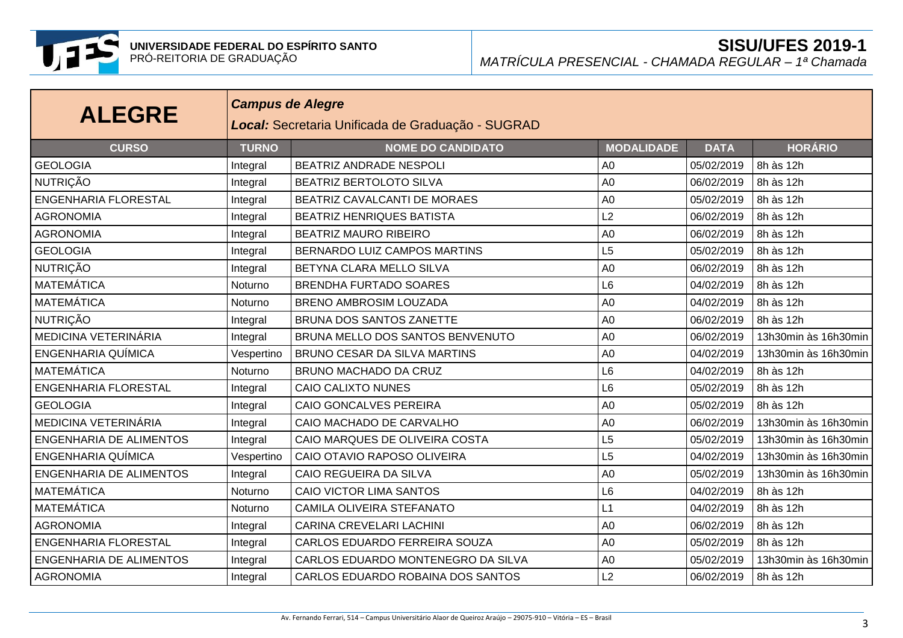# ALEGRE

***Campus de Alegre***

***Local:*** Secretaria Unificada de Graduação - SUGRAD

| CURSO | TURNO | NOME DO CANDIDATO | MODALIDADE | DATA | HORÁRIO |
|---|---|---|---|---|---|
| GEOLOGIA | Integral | BEATRIZ ANDRADE NESPOLI | A0 | 05/02/2019 | 8h às 12h |
| NUTRIÇÃO | Integral | BEATRIZ BERTOLOTO SILVA | A0 | 06/02/2019 | 8h às 12h |
| ENGENHARIA FLORESTAL | Integral | BEATRIZ CAVALCANTI DE MORAES | A0 | 05/02/2019 | 8h às 12h |
| AGRONOMIA | Integral | BEATRIZ HENRIQUES BATISTA | L2 | 06/02/2019 | 8h às 12h |
| AGRONOMIA | Integral | BEATRIZ MAURO RIBEIRO | A0 | 06/02/2019 | 8h às 12h |
| GEOLOGIA | Integral | BERNARDO LUIZ CAMPOS MARTINS | L5 | 05/02/2019 | 8h às 12h |
| NUTRIÇÃO | Integral | BETYNA CLARA MELLO SILVA | A0 | 06/02/2019 | 8h às 12h |
| MATEMÁTICA | Noturno | BRENDHA FURTADO SOARES | L6 | 04/02/2019 | 8h às 12h |
| MATEMÁTICA | Noturno | BRENO AMBROSIM LOUZADA | A0 | 04/02/2019 | 8h às 12h |
| NUTRIÇÃO | Integral | BRUNA DOS SANTOS ZANETTE | A0 | 06/02/2019 | 8h às 12h |
| MEDICINA VETERINÁRIA | Integral | BRUNA MELLO DOS SANTOS BENVENUTO | A0 | 06/02/2019 | 13h30min às 16h30min |
| ENGENHARIA QUÍMICA | Vespertino | BRUNO CESAR DA SILVA MARTINS | A0 | 04/02/2019 | 13h30min às 16h30min |
| MATEMÁTICA | Noturno | BRUNO MACHADO DA CRUZ | L6 | 04/02/2019 | 8h às 12h |
| ENGENHARIA FLORESTAL | Integral | CAIO CALIXTO NUNES | L6 | 05/02/2019 | 8h às 12h |
| GEOLOGIA | Integral | CAIO GONCALVES PEREIRA | A0 | 05/02/2019 | 8h às 12h |
| MEDICINA VETERINÁRIA | Integral | CAIO MACHADO DE CARVALHO | A0 | 06/02/2019 | 13h30min às 16h30min |
| ENGENHARIA DE ALIMENTOS | Integral | CAIO MARQUES DE OLIVEIRA COSTA | L5 | 05/02/2019 | 13h30min às 16h30min |
| ENGENHARIA QUÍMICA | Vespertino | CAIO OTAVIO RAPOSO OLIVEIRA | L5 | 04/02/2019 | 13h30min às 16h30min |
| ENGENHARIA DE ALIMENTOS | Integral | CAIO REGUEIRA DA SILVA | A0 | 05/02/2019 | 13h30min às 16h30min |
| MATEMÁTICA | Noturno | CAIO VICTOR LIMA SANTOS | L6 | 04/02/2019 | 8h às 12h |
| MATEMÁTICA | Noturno | CAMILA OLIVEIRA STEFANATO | L1 | 04/02/2019 | 8h às 12h |
| AGRONOMIA | Integral | CARINA CREVELARI LACHINI | A0 | 06/02/2019 | 8h às 12h |
| ENGENHARIA FLORESTAL | Integral | CARLOS EDUARDO FERREIRA SOUZA | A0 | 05/02/2019 | 8h às 12h |
| ENGENHARIA DE ALIMENTOS | Integral | CARLOS EDUARDO MONTENEGRO DA SILVA | A0 | 05/02/2019 | 13h30min às 16h30min |
| AGRONOMIA | Integral | CARLOS EDUARDO ROBAINA DOS SANTOS | L2 | 06/02/2019 | 8h às 12h |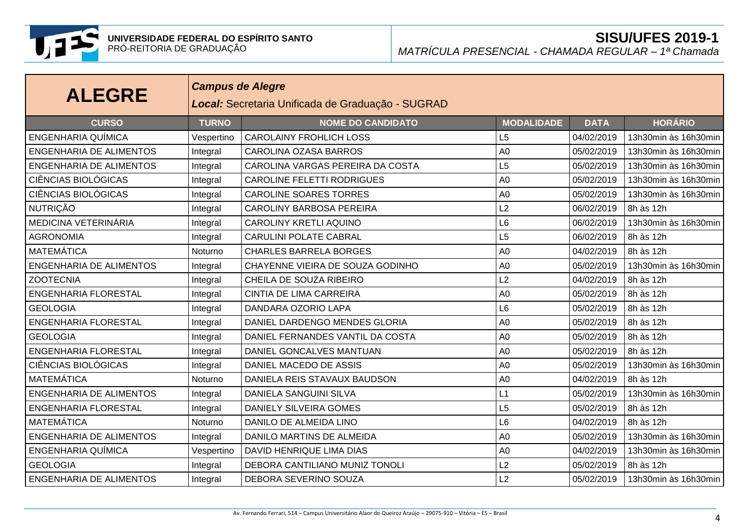# ALEGRE

***Campus de Alegre***

***Local:*** Secretaria Unificada de Graduação - SUGRAD

| CURSO | TURNO | NOME DO CANDIDATO | MODALIDADE | DATA | HORÁRIO |
|---|---|---|---|---|---|
| ENGENHARIA QUÍMICA | Vespertino | CAROLAINY FROHLICH LOSS | L5 | 04/02/2019 | 13h30min às 16h30min |
| ENGENHARIA DE ALIMENTOS | Integral | CAROLINA OZASA BARROS | A0 | 05/02/2019 | 13h30min às 16h30min |
| ENGENHARIA DE ALIMENTOS | Integral | CAROLINA VARGAS PEREIRA DA COSTA | L5 | 05/02/2019 | 13h30min às 16h30min |
| CIÊNCIAS BIOLÓGICAS | Integral | CAROLINE FELETTI RODRIGUES | A0 | 05/02/2019 | 13h30min às 16h30min |
| CIÊNCIAS BIOLÓGICAS | Integral | CAROLINE SOARES TORRES | A0 | 05/02/2019 | 13h30min às 16h30min |
| NUTRIÇÃO | Integral | CAROLINY BARBOSA PEREIRA | L2 | 06/02/2019 | 8h às 12h |
| MEDICINA VETERINÁRIA | Integral | CAROLINY KRETLI AQUINO | L6 | 06/02/2019 | 13h30min às 16h30min |
| AGRONOMIA | Integral | CARULINI POLATE CABRAL | L5 | 06/02/2019 | 8h às 12h |
| MATEMÁTICA | Noturno | CHARLES BARRELA BORGES | A0 | 04/02/2019 | 8h às 12h |
| ENGENHARIA DE ALIMENTOS | Integral | CHAYENNE VIEIRA DE SOUZA GODINHO | A0 | 05/02/2019 | 13h30min às 16h30min |
| ZOOTECNIA | Integral | CHEILA DE SOUZA RIBEIRO | L2 | 04/02/2019 | 8h às 12h |
| ENGENHARIA FLORESTAL | Integral | CINTIA DE LIMA CARREIRA | A0 | 05/02/2019 | 8h às 12h |
| GEOLOGIA | Integral | DANDARA OZORIO LAPA | L6 | 05/02/2019 | 8h às 12h |
| ENGENHARIA FLORESTAL | Integral | DANIEL DARDENGO MENDES GLORIA | A0 | 05/02/2019 | 8h às 12h |
| GEOLOGIA | Integral | DANIEL FERNANDES VANTIL DA COSTA | A0 | 05/02/2019 | 8h às 12h |
| ENGENHARIA FLORESTAL | Integral | DANIEL GONCALVES MANTUAN | A0 | 05/02/2019 | 8h às 12h |
| CIÊNCIAS BIOLÓGICAS | Integral | DANIEL MACEDO DE ASSIS | A0 | 05/02/2019 | 13h30min às 16h30min |
| MATEMÁTICA | Noturno | DANIELA REIS STAVAUX BAUDSON | A0 | 04/02/2019 | 8h às 12h |
| ENGENHARIA DE ALIMENTOS | Integral | DANIELA SANGUINI SILVA | L1 | 05/02/2019 | 13h30min às 16h30min |
| ENGENHARIA FLORESTAL | Integral | DANIELY SILVEIRA GOMES | L5 | 05/02/2019 | 8h às 12h |
| MATEMÁTICA | Noturno | DANILO DE ALMEIDA LINO | L6 | 04/02/2019 | 8h às 12h |
| ENGENHARIA DE ALIMENTOS | Integral | DANILO MARTINS DE ALMEIDA | A0 | 05/02/2019 | 13h30min às 16h30min |
| ENGENHARIA QUÍMICA | Vespertino | DAVID HENRIQUE LIMA DIAS | A0 | 04/02/2019 | 13h30min às 16h30min |
| GEOLOGIA | Integral | DEBORA CANTILIANO MUNIZ TONOLI | L2 | 05/02/2019 | 8h às 12h |
| ENGENHARIA DE ALIMENTOS | Integral | DEBORA SEVERINO SOUZA | L2 | 05/02/2019 | 13h30min às 16h30min |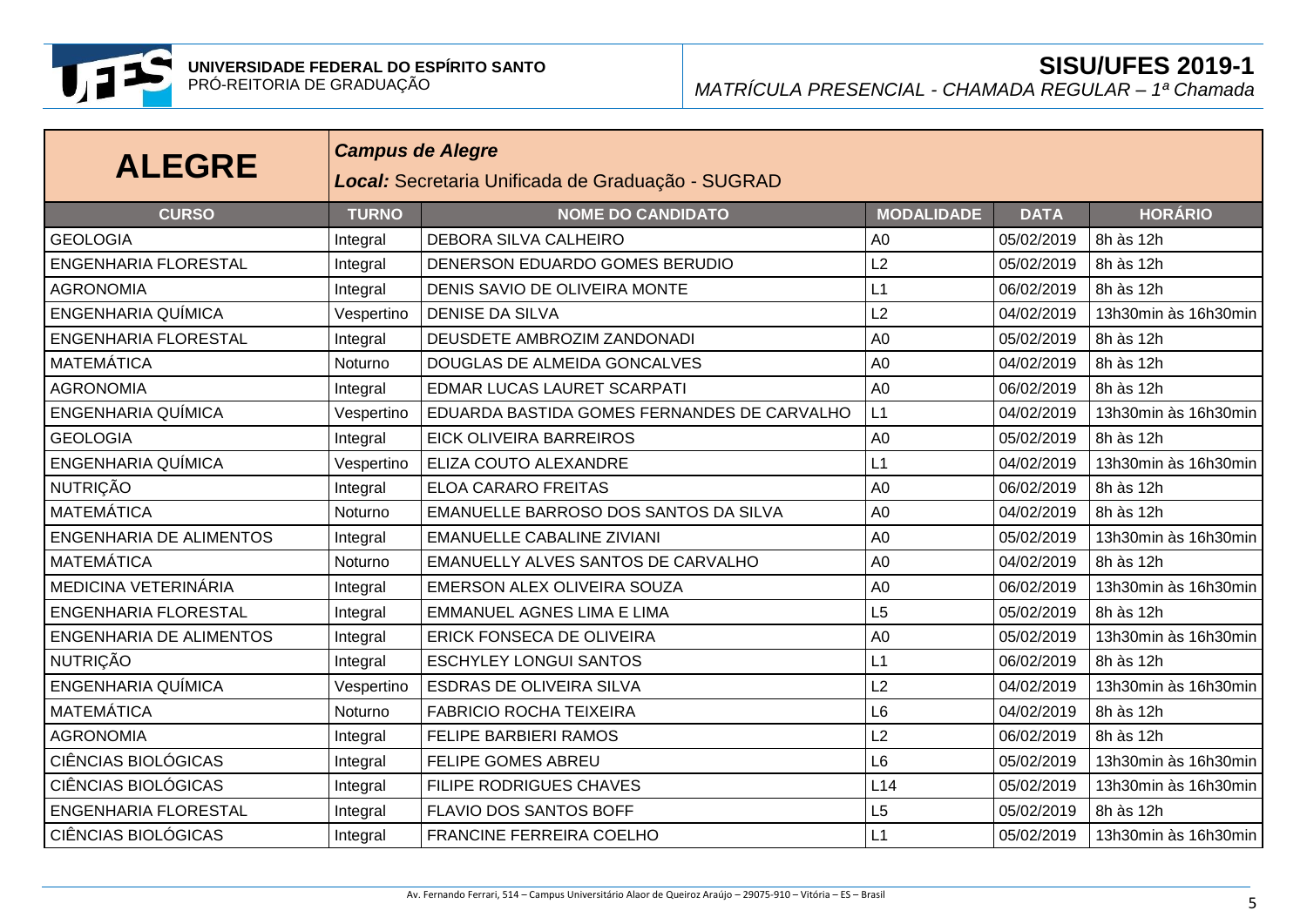# ALEGRE

***Campus de Alegre***

***Local:*** Secretaria Unificada de Graduação - SUGRAD

| CURSO | TURNO | NOME DO CANDIDATO | MODALIDADE | DATA | HORÁRIO |
|---|---|---|---|---|---|
| GEOLOGIA | Integral | DEBORA SILVA CALHEIRO | A0 | 05/02/2019 | 8h às 12h |
| ENGENHARIA FLORESTAL | Integral | DENERSON EDUARDO GOMES BERUDIO | L2 | 05/02/2019 | 8h às 12h |
| AGRONOMIA | Integral | DENIS SAVIO DE OLIVEIRA MONTE | L1 | 06/02/2019 | 8h às 12h |
| ENGENHARIA QUÍMICA | Vespertino | DENISE DA SILVA | L2 | 04/02/2019 | 13h30min às 16h30min |
| ENGENHARIA FLORESTAL | Integral | DEUSDETE AMBROZIM ZANDONADI | A0 | 05/02/2019 | 8h às 12h |
| MATEMÁTICA | Noturno | DOUGLAS DE ALMEIDA GONCALVES | A0 | 04/02/2019 | 8h às 12h |
| AGRONOMIA | Integral | EDMAR LUCAS LAURET SCARPATI | A0 | 06/02/2019 | 8h às 12h |
| ENGENHARIA QUÍMICA | Vespertino | EDUARDA BASTIDA GOMES FERNANDES DE CARVALHO | L1 | 04/02/2019 | 13h30min às 16h30min |
| GEOLOGIA | Integral | EICK OLIVEIRA BARREIROS | A0 | 05/02/2019 | 8h às 12h |
| ENGENHARIA QUÍMICA | Vespertino | ELIZA COUTO ALEXANDRE | L1 | 04/02/2019 | 13h30min às 16h30min |
| NUTRIÇÃO | Integral | ELOA CARARO FREITAS | A0 | 06/02/2019 | 8h às 12h |
| MATEMÁTICA | Noturno | EMANUELLE BARROSO DOS SANTOS DA SILVA | A0 | 04/02/2019 | 8h às 12h |
| ENGENHARIA DE ALIMENTOS | Integral | EMANUELLE CABALINE ZIVIANI | A0 | 05/02/2019 | 13h30min às 16h30min |
| MATEMÁTICA | Noturno | EMANUELLY ALVES SANTOS DE CARVALHO | A0 | 04/02/2019 | 8h às 12h |
| MEDICINA VETERINÁRIA | Integral | EMERSON ALEX OLIVEIRA SOUZA | A0 | 06/02/2019 | 13h30min às 16h30min |
| ENGENHARIA FLORESTAL | Integral | EMMANUEL AGNES LIMA E LIMA | L5 | 05/02/2019 | 8h às 12h |
| ENGENHARIA DE ALIMENTOS | Integral | ERICK FONSECA DE OLIVEIRA | A0 | 05/02/2019 | 13h30min às 16h30min |
| NUTRIÇÃO | Integral | ESCHYLEY LONGUI SANTOS | L1 | 06/02/2019 | 8h às 12h |
| ENGENHARIA QUÍMICA | Vespertino | ESDRAS DE OLIVEIRA SILVA | L2 | 04/02/2019 | 13h30min às 16h30min |
| MATEMÁTICA | Noturno | FABRICIO ROCHA TEIXEIRA | L6 | 04/02/2019 | 8h às 12h |
| AGRONOMIA | Integral | FELIPE BARBIERI RAMOS | L2 | 06/02/2019 | 8h às 12h |
| CIÊNCIAS BIOLÓGICAS | Integral | FELIPE GOMES ABREU | L6 | 05/02/2019 | 13h30min às 16h30min |
| CIÊNCIAS BIOLÓGICAS | Integral | FILIPE RODRIGUES CHAVES | L14 | 05/02/2019 | 13h30min às 16h30min |
| ENGENHARIA FLORESTAL | Integral | FLAVIO DOS SANTOS BOFF | L5 | 05/02/2019 | 8h às 12h |
| CIÊNCIAS BIOLÓGICAS | Integral | FRANCINE FERREIRA COELHO | L1 | 05/02/2019 | 13h30min às 16h30min |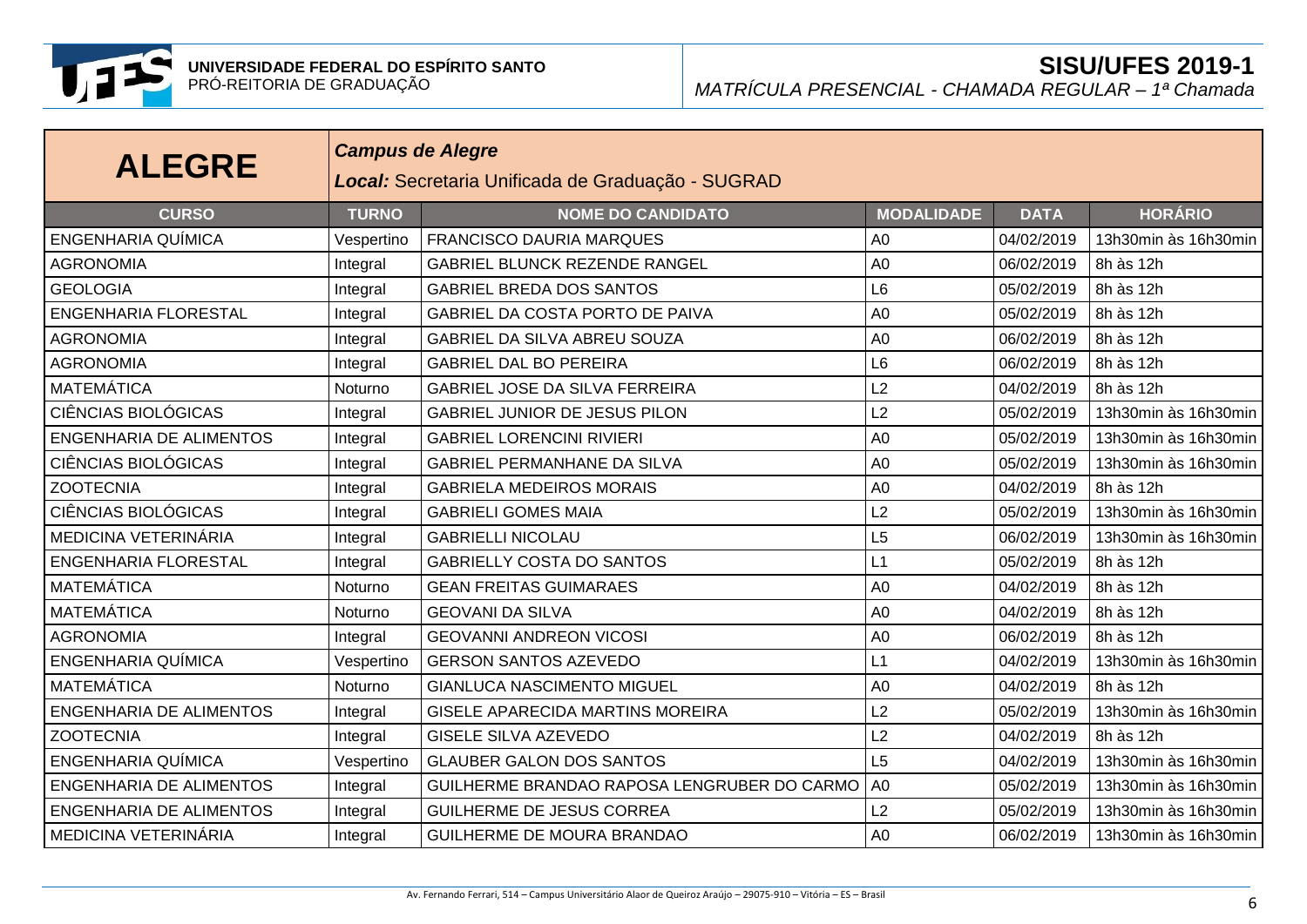**UNIVERSIDADE FEDERAL DO ESPÍRITO SANTO**
PRÓ-REITORIA DE GRADUAÇÃO

**SISU/UFES 2019-1**
*MATRÍCULA PRESENCIAL - CHAMADA REGULAR – 1ª Chamada*

## ALEGRE

***Campus de Alegre***
***Local:*** Secretaria Unificada de Graduação - SUGRAD

| CURSO | TURNO | NOME DO CANDIDATO | MODALIDADE | DATA | HORÁRIO |
|---|---|---|---|---|---|
| ENGENHARIA QUÍMICA | Vespertino | FRANCISCO DAURIA MARQUES | A0 | 04/02/2019 | 13h30min às 16h30min |
| AGRONOMIA | Integral | GABRIEL BLUNCK REZENDE RANGEL | A0 | 06/02/2019 | 8h às 12h |
| GEOLOGIA | Integral | GABRIEL BREDA DOS SANTOS | L6 | 05/02/2019 | 8h às 12h |
| ENGENHARIA FLORESTAL | Integral | GABRIEL DA COSTA PORTO DE PAIVA | A0 | 05/02/2019 | 8h às 12h |
| AGRONOMIA | Integral | GABRIEL DA SILVA ABREU SOUZA | A0 | 06/02/2019 | 8h às 12h |
| AGRONOMIA | Integral | GABRIEL DAL BO PEREIRA | L6 | 06/02/2019 | 8h às 12h |
| MATEMÁTICA | Noturno | GABRIEL JOSE DA SILVA FERREIRA | L2 | 04/02/2019 | 8h às 12h |
| CIÊNCIAS BIOLÓGICAS | Integral | GABRIEL JUNIOR DE JESUS PILON | L2 | 05/02/2019 | 13h30min às 16h30min |
| ENGENHARIA DE ALIMENTOS | Integral | GABRIEL LORENCINI RIVIERI | A0 | 05/02/2019 | 13h30min às 16h30min |
| CIÊNCIAS BIOLÓGICAS | Integral | GABRIEL PERMANHANE DA SILVA | A0 | 05/02/2019 | 13h30min às 16h30min |
| ZOOTECNIA | Integral | GABRIELA MEDEIROS MORAIS | A0 | 04/02/2019 | 8h às 12h |
| CIÊNCIAS BIOLÓGICAS | Integral | GABRIELI GOMES MAIA | L2 | 05/02/2019 | 13h30min às 16h30min |
| MEDICINA VETERINÁRIA | Integral | GABRIELLI NICOLAU | L5 | 06/02/2019 | 13h30min às 16h30min |
| ENGENHARIA FLORESTAL | Integral | GABRIELLY COSTA DO SANTOS | L1 | 05/02/2019 | 8h às 12h |
| MATEMÁTICA | Noturno | GEAN FREITAS GUIMARAES | A0 | 04/02/2019 | 8h às 12h |
| MATEMÁTICA | Noturno | GEOVANI DA SILVA | A0 | 04/02/2019 | 8h às 12h |
| AGRONOMIA | Integral | GEOVANNI ANDREON VICOSI | A0 | 06/02/2019 | 8h às 12h |
| ENGENHARIA QUÍMICA | Vespertino | GERSON SANTOS AZEVEDO | L1 | 04/02/2019 | 13h30min às 16h30min |
| MATEMÁTICA | Noturno | GIANLUCA NASCIMENTO MIGUEL | A0 | 04/02/2019 | 8h às 12h |
| ENGENHARIA DE ALIMENTOS | Integral | GISELE APARECIDA MARTINS MOREIRA | L2 | 05/02/2019 | 13h30min às 16h30min |
| ZOOTECNIA | Integral | GISELE SILVA AZEVEDO | L2 | 04/02/2019 | 8h às 12h |
| ENGENHARIA QUÍMICA | Vespertino | GLAUBER GALON DOS SANTOS | L5 | 04/02/2019 | 13h30min às 16h30min |
| ENGENHARIA DE ALIMENTOS | Integral | GUILHERME BRANDAO RAPOSA LENGRUBER DO CARMO | A0 | 05/02/2019 | 13h30min às 16h30min |
| ENGENHARIA DE ALIMENTOS | Integral | GUILHERME DE JESUS CORREA | L2 | 05/02/2019 | 13h30min às 16h30min |
| MEDICINA VETERINÁRIA | Integral | GUILHERME DE MOURA BRANDAO | A0 | 06/02/2019 | 13h30min às 16h30min |

Av. Fernando Ferrari, 514 – Campus Universitário Alaor de Queiroz Araújo – 29075-910 – Vitória – ES – Brasil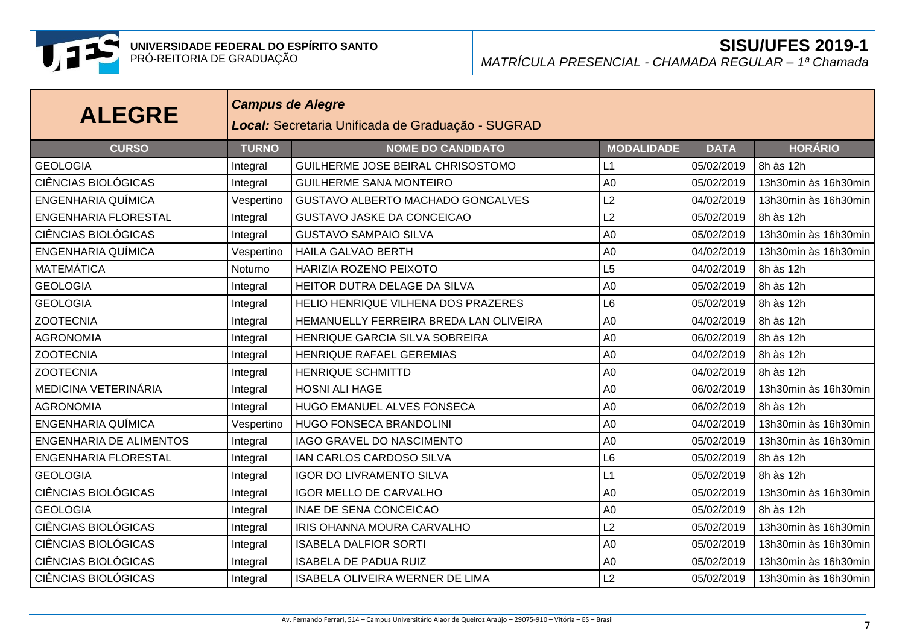# ALEGRE

***Campus de Alegre***

***Local:*** Secretaria Unificada de Graduação - SUGRAD

| CURSO | TURNO | NOME DO CANDIDATO | MODALIDADE | DATA | HORÁRIO |
|---|---|---|---|---|---|
| GEOLOGIA | Integral | GUILHERME JOSE BEIRAL CHRISOSTOMO | L1 | 05/02/2019 | 8h às 12h |
| CIÊNCIAS BIOLÓGICAS | Integral | GUILHERME SANA MONTEIRO | A0 | 05/02/2019 | 13h30min às 16h30min |
| ENGENHARIA QUÍMICA | Vespertino | GUSTAVO ALBERTO MACHADO GONCALVES | L2 | 04/02/2019 | 13h30min às 16h30min |
| ENGENHARIA FLORESTAL | Integral | GUSTAVO JASKE DA CONCEICAO | L2 | 05/02/2019 | 8h às 12h |
| CIÊNCIAS BIOLÓGICAS | Integral | GUSTAVO SAMPAIO SILVA | A0 | 05/02/2019 | 13h30min às 16h30min |
| ENGENHARIA QUÍMICA | Vespertino | HAILA GALVAO BERTH | A0 | 04/02/2019 | 13h30min às 16h30min |
| MATEMÁTICA | Noturno | HARIZIA ROZENO PEIXOTO | L5 | 04/02/2019 | 8h às 12h |
| GEOLOGIA | Integral | HEITOR DUTRA DELAGE DA SILVA | A0 | 05/02/2019 | 8h às 12h |
| GEOLOGIA | Integral | HELIO HENRIQUE VILHENA DOS PRAZERES | L6 | 05/02/2019 | 8h às 12h |
| ZOOTECNIA | Integral | HEMANUELLY FERREIRA BREDA LAN OLIVEIRA | A0 | 04/02/2019 | 8h às 12h |
| AGRONOMIA | Integral | HENRIQUE GARCIA SILVA SOBREIRA | A0 | 06/02/2019 | 8h às 12h |
| ZOOTECNIA | Integral | HENRIQUE RAFAEL GEREMIAS | A0 | 04/02/2019 | 8h às 12h |
| ZOOTECNIA | Integral | HENRIQUE SCHMITTD | A0 | 04/02/2019 | 8h às 12h |
| MEDICINA VETERINÁRIA | Integral | HOSNI ALI HAGE | A0 | 06/02/2019 | 13h30min às 16h30min |
| AGRONOMIA | Integral | HUGO EMANUEL ALVES FONSECA | A0 | 06/02/2019 | 8h às 12h |
| ENGENHARIA QUÍMICA | Vespertino | HUGO FONSECA BRANDOLINI | A0 | 04/02/2019 | 13h30min às 16h30min |
| ENGENHARIA DE ALIMENTOS | Integral | IAGO GRAVEL DO NASCIMENTO | A0 | 05/02/2019 | 13h30min às 16h30min |
| ENGENHARIA FLORESTAL | Integral | IAN CARLOS CARDOSO SILVA | L6 | 05/02/2019 | 8h às 12h |
| GEOLOGIA | Integral | IGOR DO LIVRAMENTO SILVA | L1 | 05/02/2019 | 8h às 12h |
| CIÊNCIAS BIOLÓGICAS | Integral | IGOR MELLO DE CARVALHO | A0 | 05/02/2019 | 13h30min às 16h30min |
| GEOLOGIA | Integral | INAE DE SENA CONCEICAO | A0 | 05/02/2019 | 8h às 12h |
| CIÊNCIAS BIOLÓGICAS | Integral | IRIS OHANNA MOURA CARVALHO | L2 | 05/02/2019 | 13h30min às 16h30min |
| CIÊNCIAS BIOLÓGICAS | Integral | ISABELA DALFIOR SORTI | A0 | 05/02/2019 | 13h30min às 16h30min |
| CIÊNCIAS BIOLÓGICAS | Integral | ISABELA DE PADUA RUIZ | A0 | 05/02/2019 | 13h30min às 16h30min |
| CIÊNCIAS BIOLÓGICAS | Integral | ISABELA OLIVEIRA WERNER DE LIMA | L2 | 05/02/2019 | 13h30min às 16h30min |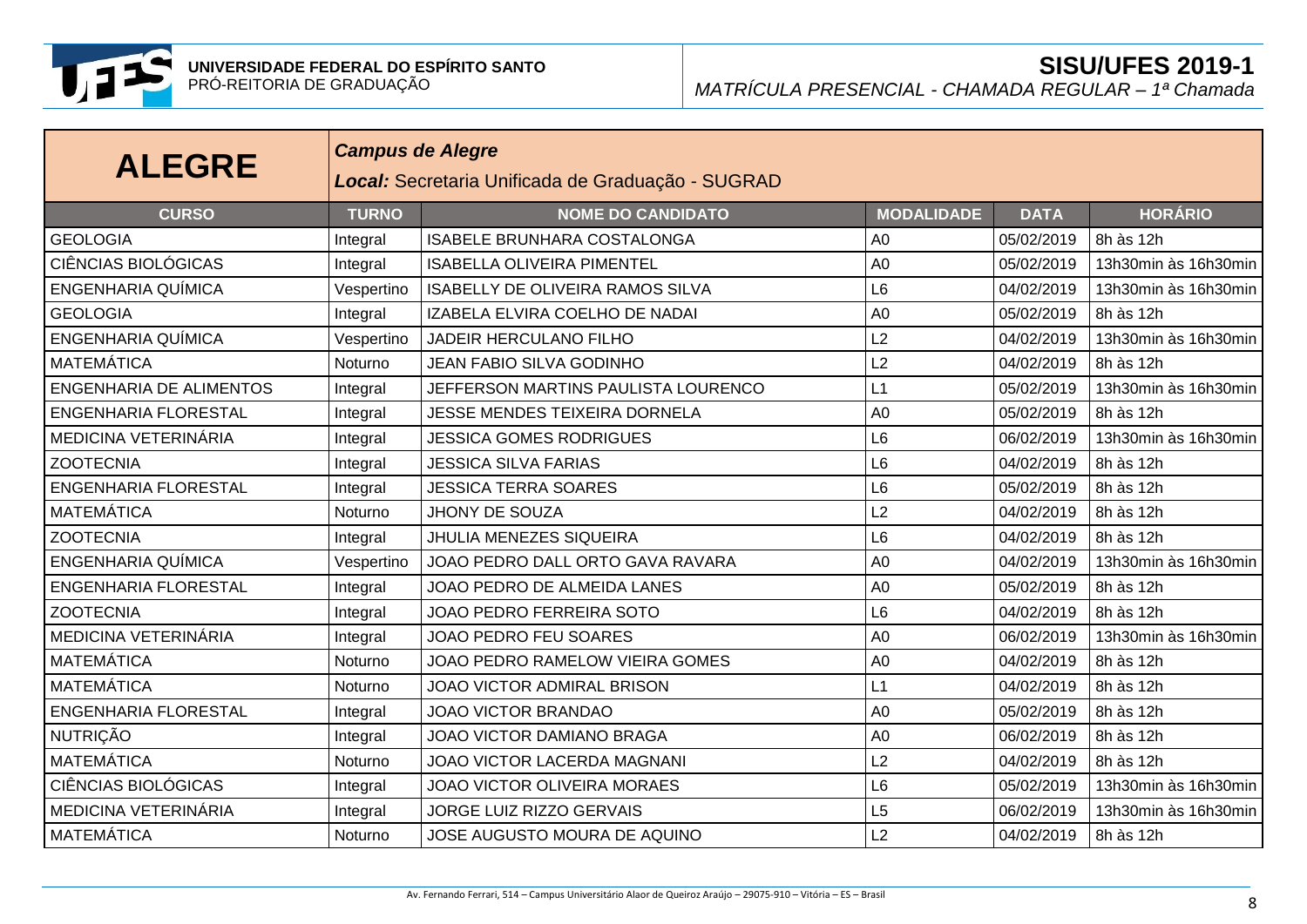# ALEGRE

***Campus de Alegre***

***Local:*** Secretaria Unificada de Graduação - SUGRAD

| CURSO | TURNO | NOME DO CANDIDATO | MODALIDADE | DATA | HORÁRIO |
|---|---|---|---|---|---|
| GEOLOGIA | Integral | ISABELE BRUNHARA COSTALONGA | A0 | 05/02/2019 | 8h às 12h |
| CIÊNCIAS BIOLÓGICAS | Integral | ISABELLA OLIVEIRA PIMENTEL | A0 | 05/02/2019 | 13h30min às 16h30min |
| ENGENHARIA QUÍMICA | Vespertino | ISABELLY DE OLIVEIRA RAMOS SILVA | L6 | 04/02/2019 | 13h30min às 16h30min |
| GEOLOGIA | Integral | IZABELA ELVIRA COELHO DE NADAI | A0 | 05/02/2019 | 8h às 12h |
| ENGENHARIA QUÍMICA | Vespertino | JADEIR HERCULANO FILHO | L2 | 04/02/2019 | 13h30min às 16h30min |
| MATEMÁTICA | Noturno | JEAN FABIO SILVA GODINHO | L2 | 04/02/2019 | 8h às 12h |
| ENGENHARIA DE ALIMENTOS | Integral | JEFFERSON MARTINS PAULISTA LOURENCO | L1 | 05/02/2019 | 13h30min às 16h30min |
| ENGENHARIA FLORESTAL | Integral | JESSE MENDES TEIXEIRA DORNELA | A0 | 05/02/2019 | 8h às 12h |
| MEDICINA VETERINÁRIA | Integral | JESSICA GOMES RODRIGUES | L6 | 06/02/2019 | 13h30min às 16h30min |
| ZOOTECNIA | Integral | JESSICA SILVA FARIAS | L6 | 04/02/2019 | 8h às 12h |
| ENGENHARIA FLORESTAL | Integral | JESSICA TERRA SOARES | L6 | 05/02/2019 | 8h às 12h |
| MATEMÁTICA | Noturno | JHONY DE SOUZA | L2 | 04/02/2019 | 8h às 12h |
| ZOOTECNIA | Integral | JHULIA MENEZES SIQUEIRA | L6 | 04/02/2019 | 8h às 12h |
| ENGENHARIA QUÍMICA | Vespertino | JOAO PEDRO DALL ORTO GAVA RAVARA | A0 | 04/02/2019 | 13h30min às 16h30min |
| ENGENHARIA FLORESTAL | Integral | JOAO PEDRO DE ALMEIDA LANES | A0 | 05/02/2019 | 8h às 12h |
| ZOOTECNIA | Integral | JOAO PEDRO FERREIRA SOTO | L6 | 04/02/2019 | 8h às 12h |
| MEDICINA VETERINÁRIA | Integral | JOAO PEDRO FEU SOARES | A0 | 06/02/2019 | 13h30min às 16h30min |
| MATEMÁTICA | Noturno | JOAO PEDRO RAMELOW VIEIRA GOMES | A0 | 04/02/2019 | 8h às 12h |
| MATEMÁTICA | Noturno | JOAO VICTOR ADMIRAL BRISON | L1 | 04/02/2019 | 8h às 12h |
| ENGENHARIA FLORESTAL | Integral | JOAO VICTOR BRANDAO | A0 | 05/02/2019 | 8h às 12h |
| NUTRIÇÃO | Integral | JOAO VICTOR DAMIANO BRAGA | A0 | 06/02/2019 | 8h às 12h |
| MATEMÁTICA | Noturno | JOAO VICTOR LACERDA MAGNANI | L2 | 04/02/2019 | 8h às 12h |
| CIÊNCIAS BIOLÓGICAS | Integral | JOAO VICTOR OLIVEIRA MORAES | L6 | 05/02/2019 | 13h30min às 16h30min |
| MEDICINA VETERINÁRIA | Integral | JORGE LUIZ RIZZO GERVAIS | L5 | 06/02/2019 | 13h30min às 16h30min |
| MATEMÁTICA | Noturno | JOSE AUGUSTO MOURA DE AQUINO | L2 | 04/02/2019 | 8h às 12h |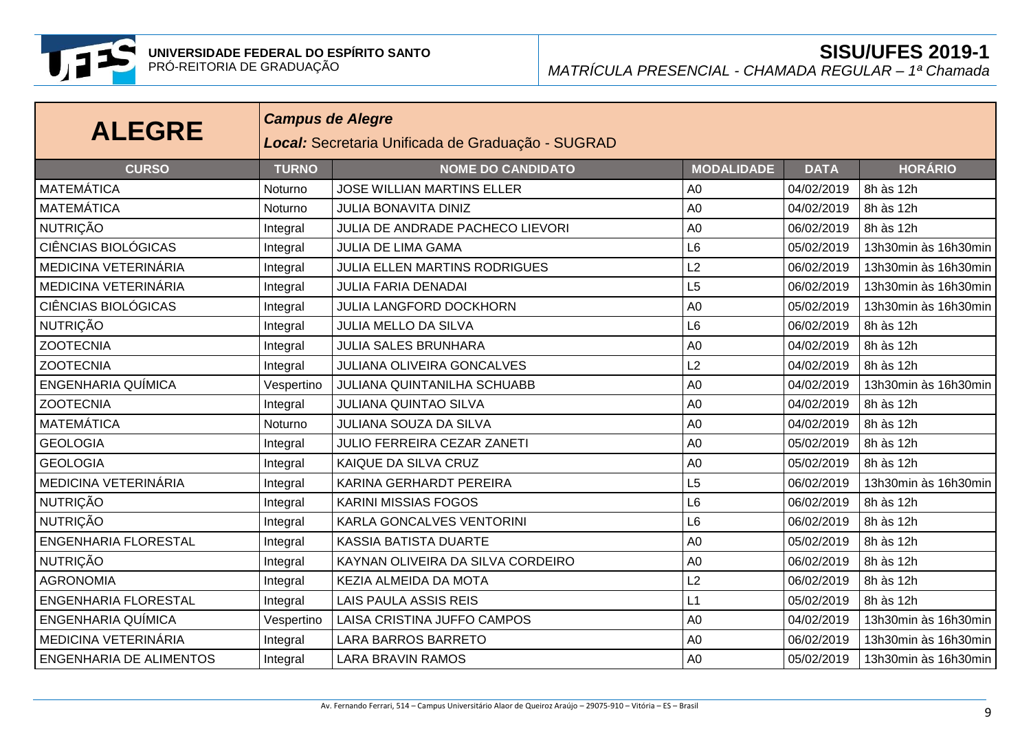**UNIVERSIDADE FEDERAL DO ESPÍRITO SANTO**
PRÓ-REITORIA DE GRADUAÇÃO

**SISU/UFES 2019-1**
*MATRÍCULA PRESENCIAL - CHAMADA REGULAR – 1ª Chamada*

# ALEGRE

***Campus de Alegre***
***Local:*** *Secretaria Unificada de Graduação - SUGRAD*

| CURSO | TURNO | NOME DO CANDIDATO | MODALIDADE | DATA | HORÁRIO |
|---|---|---|---|---|---|
| MATEMÁTICA | Noturno | JOSE WILLIAN MARTINS ELLER | A0 | 04/02/2019 | 8h às 12h |
| MATEMÁTICA | Noturno | JULIA BONAVITA DINIZ | A0 | 04/02/2019 | 8h às 12h |
| NUTRIÇÃO | Integral | JULIA DE ANDRADE PACHECO LIEVORI | A0 | 06/02/2019 | 8h às 12h |
| CIÊNCIAS BIOLÓGICAS | Integral | JULIA DE LIMA GAMA | L6 | 05/02/2019 | 13h30min às 16h30min |
| MEDICINA VETERINÁRIA | Integral | JULIA ELLEN MARTINS RODRIGUES | L2 | 06/02/2019 | 13h30min às 16h30min |
| MEDICINA VETERINÁRIA | Integral | JULIA FARIA DENADAI | L5 | 06/02/2019 | 13h30min às 16h30min |
| CIÊNCIAS BIOLÓGICAS | Integral | JULIA LANGFORD DOCKHORN | A0 | 05/02/2019 | 13h30min às 16h30min |
| NUTRIÇÃO | Integral | JULIA MELLO DA SILVA | L6 | 06/02/2019 | 8h às 12h |
| ZOOTECNIA | Integral | JULIA SALES BRUNHARA | A0 | 04/02/2019 | 8h às 12h |
| ZOOTECNIA | Integral | JULIANA OLIVEIRA GONCALVES | L2 | 04/02/2019 | 8h às 12h |
| ENGENHARIA QUÍMICA | Vespertino | JULIANA QUINTANILHA SCHUABB | A0 | 04/02/2019 | 13h30min às 16h30min |
| ZOOTECNIA | Integral | JULIANA QUINTAO SILVA | A0 | 04/02/2019 | 8h às 12h |
| MATEMÁTICA | Noturno | JULIANA SOUZA DA SILVA | A0 | 04/02/2019 | 8h às 12h |
| GEOLOGIA | Integral | JULIO FERREIRA CEZAR ZANETI | A0 | 05/02/2019 | 8h às 12h |
| GEOLOGIA | Integral | KAIQUE DA SILVA CRUZ | A0 | 05/02/2019 | 8h às 12h |
| MEDICINA VETERINÁRIA | Integral | KARINA GERHARDT PEREIRA | L5 | 06/02/2019 | 13h30min às 16h30min |
| NUTRIÇÃO | Integral | KARINI MISSIAS FOGOS | L6 | 06/02/2019 | 8h às 12h |
| NUTRIÇÃO | Integral | KARLA GONCALVES VENTORINI | L6 | 06/02/2019 | 8h às 12h |
| ENGENHARIA FLORESTAL | Integral | KASSIA BATISTA DUARTE | A0 | 05/02/2019 | 8h às 12h |
| NUTRIÇÃO | Integral | KAYNAN OLIVEIRA DA SILVA CORDEIRO | A0 | 06/02/2019 | 8h às 12h |
| AGRONOMIA | Integral | KEZIA ALMEIDA DA MOTA | L2 | 06/02/2019 | 8h às 12h |
| ENGENHARIA FLORESTAL | Integral | LAIS PAULA ASSIS REIS | L1 | 05/02/2019 | 8h às 12h |
| ENGENHARIA QUÍMICA | Vespertino | LAISA CRISTINA JUFFO CAMPOS | A0 | 04/02/2019 | 13h30min às 16h30min |
| MEDICINA VETERINÁRIA | Integral | LARA BARROS BARRETO | A0 | 06/02/2019 | 13h30min às 16h30min |
| ENGENHARIA DE ALIMENTOS | Integral | LARA BRAVIN RAMOS | A0 | 05/02/2019 | 13h30min às 16h30min |

Av. Fernando Ferrari, 514 – Campus Universitário Alaor de Queiroz Araújo – 29075-910 – Vitória – ES – Brasil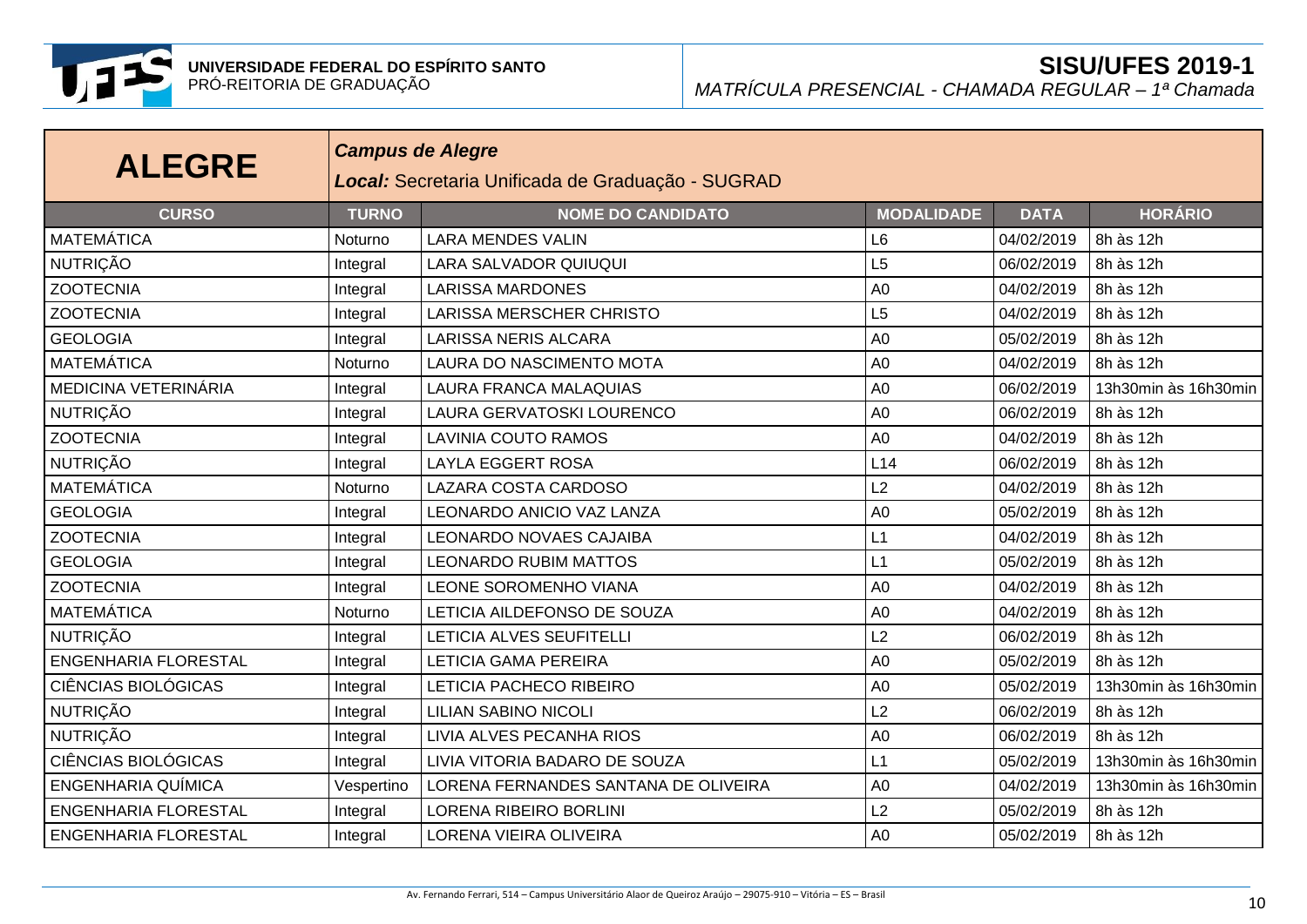**UNIVERSIDADE FEDERAL DO ESPÍRITO SANTO**
PRÓ-REITORIA DE GRADUAÇÃO

## SISU/UFES 2019-1

*MATRÍCULA PRESENCIAL - CHAMADA REGULAR – 1ª Chamada*

# ALEGRE

***Campus de Alegre***

***Local:*** *Secretaria Unificada de Graduação - SUGRAD*

| CURSO | TURNO | NOME DO CANDIDATO | MODALIDADE | DATA | HORÁRIO |
|---|---|---|---|---|---|
| MATEMÁTICA | Noturno | LARA MENDES VALIN | L6 | 04/02/2019 | 8h às 12h |
| NUTRIÇÃO | Integral | LARA SALVADOR QUIUQUI | L5 | 06/02/2019 | 8h às 12h |
| ZOOTECNIA | Integral | LARISSA MARDONES | A0 | 04/02/2019 | 8h às 12h |
| ZOOTECNIA | Integral | LARISSA MERSCHER CHRISTO | L5 | 04/02/2019 | 8h às 12h |
| GEOLOGIA | Integral | LARISSA NERIS ALCARA | A0 | 05/02/2019 | 8h às 12h |
| MATEMÁTICA | Noturno | LAURA DO NASCIMENTO MOTA | A0 | 04/02/2019 | 8h às 12h |
| MEDICINA VETERINÁRIA | Integral | LAURA FRANCA MALAQUIAS | A0 | 06/02/2019 | 13h30min às 16h30min |
| NUTRIÇÃO | Integral | LAURA GERVATOSKI LOURENCO | A0 | 06/02/2019 | 8h às 12h |
| ZOOTECNIA | Integral | LAVINIA COUTO RAMOS | A0 | 04/02/2019 | 8h às 12h |
| NUTRIÇÃO | Integral | LAYLA EGGERT ROSA | L14 | 06/02/2019 | 8h às 12h |
| MATEMÁTICA | Noturno | LAZARA COSTA CARDOSO | L2 | 04/02/2019 | 8h às 12h |
| GEOLOGIA | Integral | LEONARDO ANICIO VAZ LANZA | A0 | 05/02/2019 | 8h às 12h |
| ZOOTECNIA | Integral | LEONARDO NOVAES CAJAIBA | L1 | 04/02/2019 | 8h às 12h |
| GEOLOGIA | Integral | LEONARDO RUBIM MATTOS | L1 | 05/02/2019 | 8h às 12h |
| ZOOTECNIA | Integral | LEONE SOROMENHO VIANA | A0 | 04/02/2019 | 8h às 12h |
| MATEMÁTICA | Noturno | LETICIA AILDEFONSO DE SOUZA | A0 | 04/02/2019 | 8h às 12h |
| NUTRIÇÃO | Integral | LETICIA ALVES SEUFITELLI | L2 | 06/02/2019 | 8h às 12h |
| ENGENHARIA FLORESTAL | Integral | LETICIA GAMA PEREIRA | A0 | 05/02/2019 | 8h às 12h |
| CIÊNCIAS BIOLÓGICAS | Integral | LETICIA PACHECO RIBEIRO | A0 | 05/02/2019 | 13h30min às 16h30min |
| NUTRIÇÃO | Integral | LILIAN SABINO NICOLI | L2 | 06/02/2019 | 8h às 12h |
| NUTRIÇÃO | Integral | LIVIA ALVES PECANHA RIOS | A0 | 06/02/2019 | 8h às 12h |
| CIÊNCIAS BIOLÓGICAS | Integral | LIVIA VITORIA BADARO DE SOUZA | L1 | 05/02/2019 | 13h30min às 16h30min |
| ENGENHARIA QUÍMICA | Vespertino | LORENA FERNANDES SANTANA DE OLIVEIRA | A0 | 04/02/2019 | 13h30min às 16h30min |
| ENGENHARIA FLORESTAL | Integral | LORENA RIBEIRO BORLINI | L2 | 05/02/2019 | 8h às 12h |
| ENGENHARIA FLORESTAL | Integral | LORENA VIEIRA OLIVEIRA | A0 | 05/02/2019 | 8h às 12h |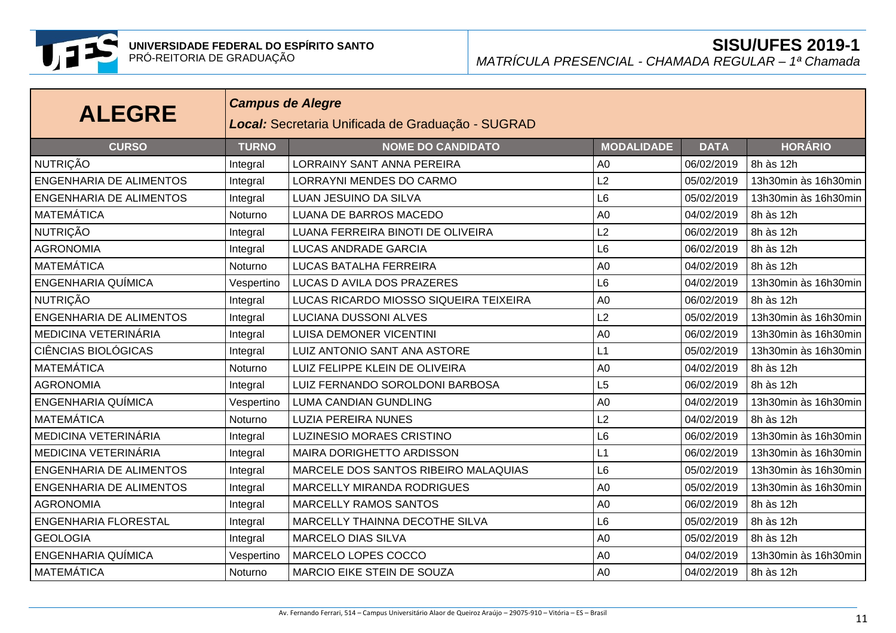# ALEGRE

***Campus de Alegre***

***Local:*** Secretaria Unificada de Graduação - SUGRAD

| CURSO | TURNO | NOME DO CANDIDATO | MODALIDADE | DATA | HORÁRIO |
|---|---|---|---|---|---|
| NUTRIÇÃO | Integral | LORRAINY SANT ANNA PEREIRA | A0 | 06/02/2019 | 8h às 12h |
| ENGENHARIA DE ALIMENTOS | Integral | LORRAYNI MENDES DO CARMO | L2 | 05/02/2019 | 13h30min às 16h30min |
| ENGENHARIA DE ALIMENTOS | Integral | LUAN JESUINO DA SILVA | L6 | 05/02/2019 | 13h30min às 16h30min |
| MATEMÁTICA | Noturno | LUANA DE BARROS MACEDO | A0 | 04/02/2019 | 8h às 12h |
| NUTRIÇÃO | Integral | LUANA FERREIRA BINOTI DE OLIVEIRA | L2 | 06/02/2019 | 8h às 12h |
| AGRONOMIA | Integral | LUCAS ANDRADE GARCIA | L6 | 06/02/2019 | 8h às 12h |
| MATEMÁTICA | Noturno | LUCAS BATALHA FERREIRA | A0 | 04/02/2019 | 8h às 12h |
| ENGENHARIA QUÍMICA | Vespertino | LUCAS D AVILA DOS PRAZERES | L6 | 04/02/2019 | 13h30min às 16h30min |
| NUTRIÇÃO | Integral | LUCAS RICARDO MIOSSO SIQUEIRA TEIXEIRA | A0 | 06/02/2019 | 8h às 12h |
| ENGENHARIA DE ALIMENTOS | Integral | LUCIANA DUSSONI ALVES | L2 | 05/02/2019 | 13h30min às 16h30min |
| MEDICINA VETERINÁRIA | Integral | LUISA DEMONER VICENTINI | A0 | 06/02/2019 | 13h30min às 16h30min |
| CIÊNCIAS BIOLÓGICAS | Integral | LUIZ ANTONIO SANT ANA ASTORE | L1 | 05/02/2019 | 13h30min às 16h30min |
| MATEMÁTICA | Noturno | LUIZ FELIPPE KLEIN DE OLIVEIRA | A0 | 04/02/2019 | 8h às 12h |
| AGRONOMIA | Integral | LUIZ FERNANDO SOROLDONI BARBOSA | L5 | 06/02/2019 | 8h às 12h |
| ENGENHARIA QUÍMICA | Vespertino | LUMA CANDIAN GUNDLING | A0 | 04/02/2019 | 13h30min às 16h30min |
| MATEMÁTICA | Noturno | LUZIA PEREIRA NUNES | L2 | 04/02/2019 | 8h às 12h |
| MEDICINA VETERINÁRIA | Integral | LUZINESIO MORAES CRISTINO | L6 | 06/02/2019 | 13h30min às 16h30min |
| MEDICINA VETERINÁRIA | Integral | MAIRA DORIGHETTO ARDISSON | L1 | 06/02/2019 | 13h30min às 16h30min |
| ENGENHARIA DE ALIMENTOS | Integral | MARCELE DOS SANTOS RIBEIRO MALAQUIAS | L6 | 05/02/2019 | 13h30min às 16h30min |
| ENGENHARIA DE ALIMENTOS | Integral | MARCELLY MIRANDA RODRIGUES | A0 | 05/02/2019 | 13h30min às 16h30min |
| AGRONOMIA | Integral | MARCELLY RAMOS SANTOS | A0 | 06/02/2019 | 8h às 12h |
| ENGENHARIA FLORESTAL | Integral | MARCELLY THAINNA DECOTHE SILVA | L6 | 05/02/2019 | 8h às 12h |
| GEOLOGIA | Integral | MARCELO DIAS SILVA | A0 | 05/02/2019 | 8h às 12h |
| ENGENHARIA QUÍMICA | Vespertino | MARCELO LOPES COCCO | A0 | 04/02/2019 | 13h30min às 16h30min |
| MATEMÁTICA | Noturno | MARCIO EIKE STEIN DE SOUZA | A0 | 04/02/2019 | 8h às 12h |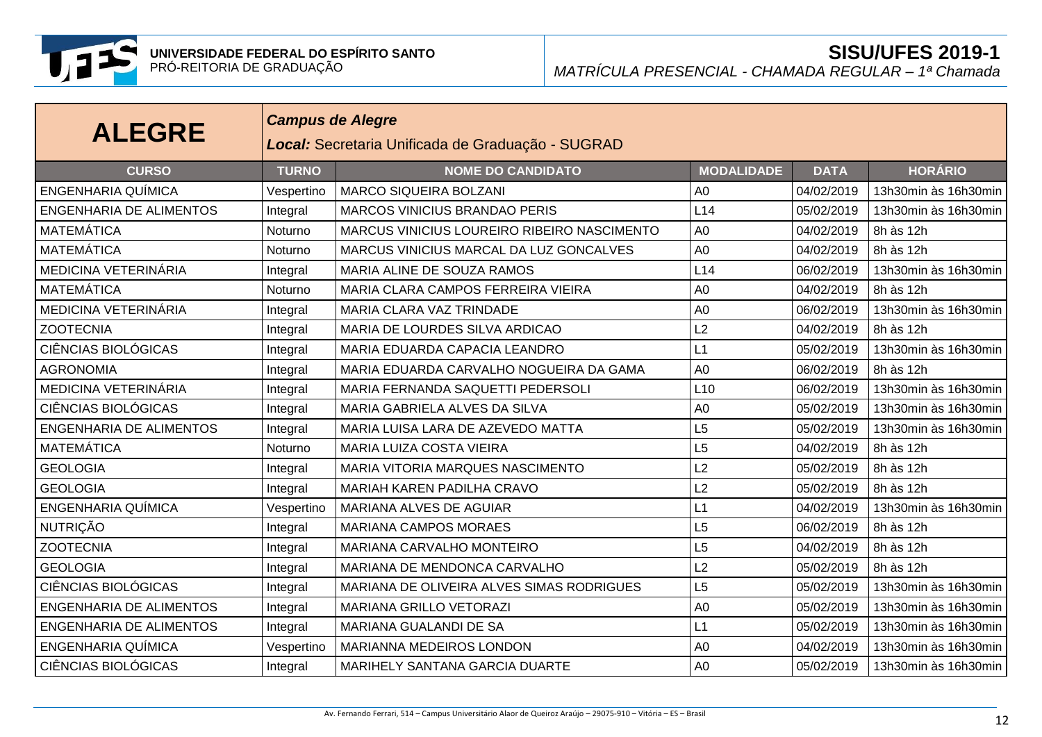# ALEGRE

***Campus de Alegre***

***Local:*** Secretaria Unificada de Graduação - SUGRAD

| CURSO | TURNO | NOME DO CANDIDATO | MODALIDADE | DATA | HORÁRIO |
|---|---|---|---|---|---|
| ENGENHARIA QUÍMICA | Vespertino | MARCO SIQUEIRA BOLZANI | A0 | 04/02/2019 | 13h30min às 16h30min |
| ENGENHARIA DE ALIMENTOS | Integral | MARCOS VINICIUS BRANDAO PERIS | L14 | 05/02/2019 | 13h30min às 16h30min |
| MATEMÁTICA | Noturno | MARCUS VINICIUS LOUREIRO RIBEIRO NASCIMENTO | A0 | 04/02/2019 | 8h às 12h |
| MATEMÁTICA | Noturno | MARCUS VINICIUS MARCAL DA LUZ GONCALVES | A0 | 04/02/2019 | 8h às 12h |
| MEDICINA VETERINÁRIA | Integral | MARIA ALINE DE SOUZA RAMOS | L14 | 06/02/2019 | 13h30min às 16h30min |
| MATEMÁTICA | Noturno | MARIA CLARA CAMPOS FERREIRA VIEIRA | A0 | 04/02/2019 | 8h às 12h |
| MEDICINA VETERINÁRIA | Integral | MARIA CLARA VAZ TRINDADE | A0 | 06/02/2019 | 13h30min às 16h30min |
| ZOOTECNIA | Integral | MARIA DE LOURDES SILVA ARDICAO | L2 | 04/02/2019 | 8h às 12h |
| CIÊNCIAS BIOLÓGICAS | Integral | MARIA EDUARDA CAPACIA LEANDRO | L1 | 05/02/2019 | 13h30min às 16h30min |
| AGRONOMIA | Integral | MARIA EDUARDA CARVALHO NOGUEIRA DA GAMA | A0 | 06/02/2019 | 8h às 12h |
| MEDICINA VETERINÁRIA | Integral | MARIA FERNANDA SAQUETTI PEDERSOLI | L10 | 06/02/2019 | 13h30min às 16h30min |
| CIÊNCIAS BIOLÓGICAS | Integral | MARIA GABRIELA ALVES DA SILVA | A0 | 05/02/2019 | 13h30min às 16h30min |
| ENGENHARIA DE ALIMENTOS | Integral | MARIA LUISA LARA DE AZEVEDO MATTA | L5 | 05/02/2019 | 13h30min às 16h30min |
| MATEMÁTICA | Noturno | MARIA LUIZA COSTA VIEIRA | L5 | 04/02/2019 | 8h às 12h |
| GEOLOGIA | Integral | MARIA VITORIA MARQUES NASCIMENTO | L2 | 05/02/2019 | 8h às 12h |
| GEOLOGIA | Integral | MARIAH KAREN PADILHA CRAVO | L2 | 05/02/2019 | 8h às 12h |
| ENGENHARIA QUÍMICA | Vespertino | MARIANA ALVES DE AGUIAR | L1 | 04/02/2019 | 13h30min às 16h30min |
| NUTRIÇÃO | Integral | MARIANA CAMPOS MORAES | L5 | 06/02/2019 | 8h às 12h |
| ZOOTECNIA | Integral | MARIANA CARVALHO MONTEIRO | L5 | 04/02/2019 | 8h às 12h |
| GEOLOGIA | Integral | MARIANA DE MENDONCA CARVALHO | L2 | 05/02/2019 | 8h às 12h |
| CIÊNCIAS BIOLÓGICAS | Integral | MARIANA DE OLIVEIRA ALVES SIMAS RODRIGUES | L5 | 05/02/2019 | 13h30min às 16h30min |
| ENGENHARIA DE ALIMENTOS | Integral | MARIANA GRILLO VETORAZI | A0 | 05/02/2019 | 13h30min às 16h30min |
| ENGENHARIA DE ALIMENTOS | Integral | MARIANA GUALANDI DE SA | L1 | 05/02/2019 | 13h30min às 16h30min |
| ENGENHARIA QUÍMICA | Vespertino | MARIANNA MEDEIROS LONDON | A0 | 04/02/2019 | 13h30min às 16h30min |
| CIÊNCIAS BIOLÓGICAS | Integral | MARIHELY SANTANA GARCIA DUARTE | A0 | 05/02/2019 | 13h30min às 16h30min |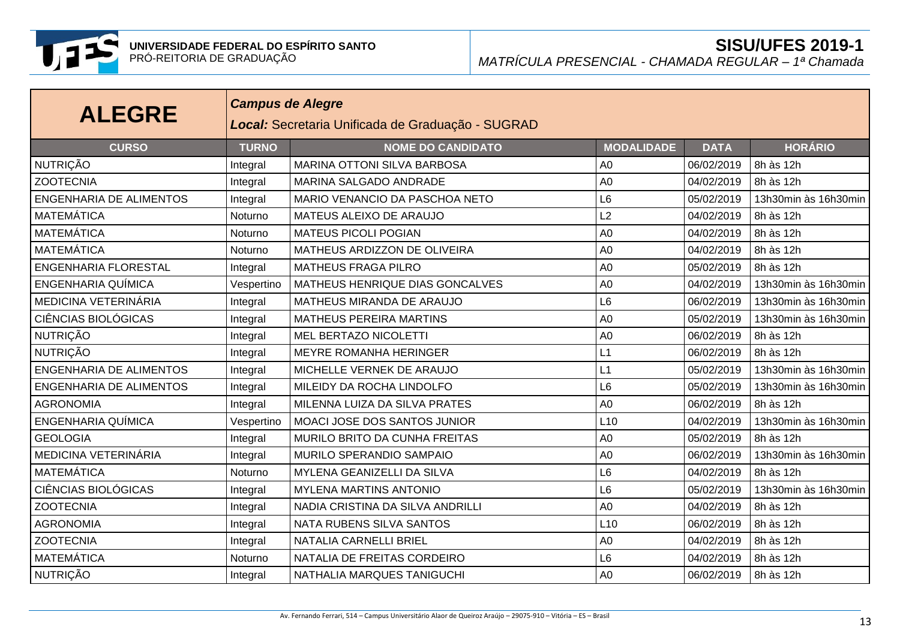**UNIVERSIDADE FEDERAL DO ESPÍRITO SANTO**
PRÓ-REITORIA DE GRADUAÇÃO

**SISU/UFES 2019-1**
*MATRÍCULA PRESENCIAL - CHAMADA REGULAR – 1ª Chamada*

# ALEGRE

***Campus de Alegre***

***Local:*** Secretaria Unificada de Graduação - SUGRAD

| CURSO | TURNO | NOME DO CANDIDATO | MODALIDADE | DATA | HORÁRIO |
|---|---|---|---|---|---|
| NUTRIÇÃO | Integral | MARINA OTTONI SILVA BARBOSA | A0 | 06/02/2019 | 8h às 12h |
| ZOOTECNIA | Integral | MARINA SALGADO ANDRADE | A0 | 04/02/2019 | 8h às 12h |
| ENGENHARIA DE ALIMENTOS | Integral | MARIO VENANCIO DA PASCHOA NETO | L6 | 05/02/2019 | 13h30min às 16h30min |
| MATEMÁTICA | Noturno | MATEUS ALEIXO DE ARAUJO | L2 | 04/02/2019 | 8h às 12h |
| MATEMÁTICA | Noturno | MATEUS PICOLI POGIAN | A0 | 04/02/2019 | 8h às 12h |
| MATEMÁTICA | Noturno | MATHEUS ARDIZZON DE OLIVEIRA | A0 | 04/02/2019 | 8h às 12h |
| ENGENHARIA FLORESTAL | Integral | MATHEUS FRAGA PILRO | A0 | 05/02/2019 | 8h às 12h |
| ENGENHARIA QUÍMICA | Vespertino | MATHEUS HENRIQUE DIAS GONCALVES | A0 | 04/02/2019 | 13h30min às 16h30min |
| MEDICINA VETERINÁRIA | Integral | MATHEUS MIRANDA DE ARAUJO | L6 | 06/02/2019 | 13h30min às 16h30min |
| CIÊNCIAS BIOLÓGICAS | Integral | MATHEUS PEREIRA MARTINS | A0 | 05/02/2019 | 13h30min às 16h30min |
| NUTRIÇÃO | Integral | MEL BERTAZO NICOLETTI | A0 | 06/02/2019 | 8h às 12h |
| NUTRIÇÃO | Integral | MEYRE ROMANHA HERINGER | L1 | 06/02/2019 | 8h às 12h |
| ENGENHARIA DE ALIMENTOS | Integral | MICHELLE VERNEK DE ARAUJO | L1 | 05/02/2019 | 13h30min às 16h30min |
| ENGENHARIA DE ALIMENTOS | Integral | MILEIDY DA ROCHA LINDOLFO | L6 | 05/02/2019 | 13h30min às 16h30min |
| AGRONOMIA | Integral | MILENNA LUIZA DA SILVA PRATES | A0 | 06/02/2019 | 8h às 12h |
| ENGENHARIA QUÍMICA | Vespertino | MOACI JOSE DOS SANTOS JUNIOR | L10 | 04/02/2019 | 13h30min às 16h30min |
| GEOLOGIA | Integral | MURILO BRITO DA CUNHA FREITAS | A0 | 05/02/2019 | 8h às 12h |
| MEDICINA VETERINÁRIA | Integral | MURILO SPERANDIO SAMPAIO | A0 | 06/02/2019 | 13h30min às 16h30min |
| MATEMÁTICA | Noturno | MYLENA GEANIZELLI DA SILVA | L6 | 04/02/2019 | 8h às 12h |
| CIÊNCIAS BIOLÓGICAS | Integral | MYLENA MARTINS ANTONIO | L6 | 05/02/2019 | 13h30min às 16h30min |
| ZOOTECNIA | Integral | NADIA CRISTINA DA SILVA ANDRILLI | A0 | 04/02/2019 | 8h às 12h |
| AGRONOMIA | Integral | NATA RUBENS SILVA SANTOS | L10 | 06/02/2019 | 8h às 12h |
| ZOOTECNIA | Integral | NATALIA CARNELLI BRIEL | A0 | 04/02/2019 | 8h às 12h |
| MATEMÁTICA | Noturno | NATALIA DE FREITAS CORDEIRO | L6 | 04/02/2019 | 8h às 12h |
| NUTRIÇÃO | Integral | NATHALIA MARQUES TANIGUCHI | A0 | 06/02/2019 | 8h às 12h |

Av. Fernando Ferrari, 514 – Campus Universitário Alaor de Queiroz Araújo – 29075-910 – Vitória – ES – Brasil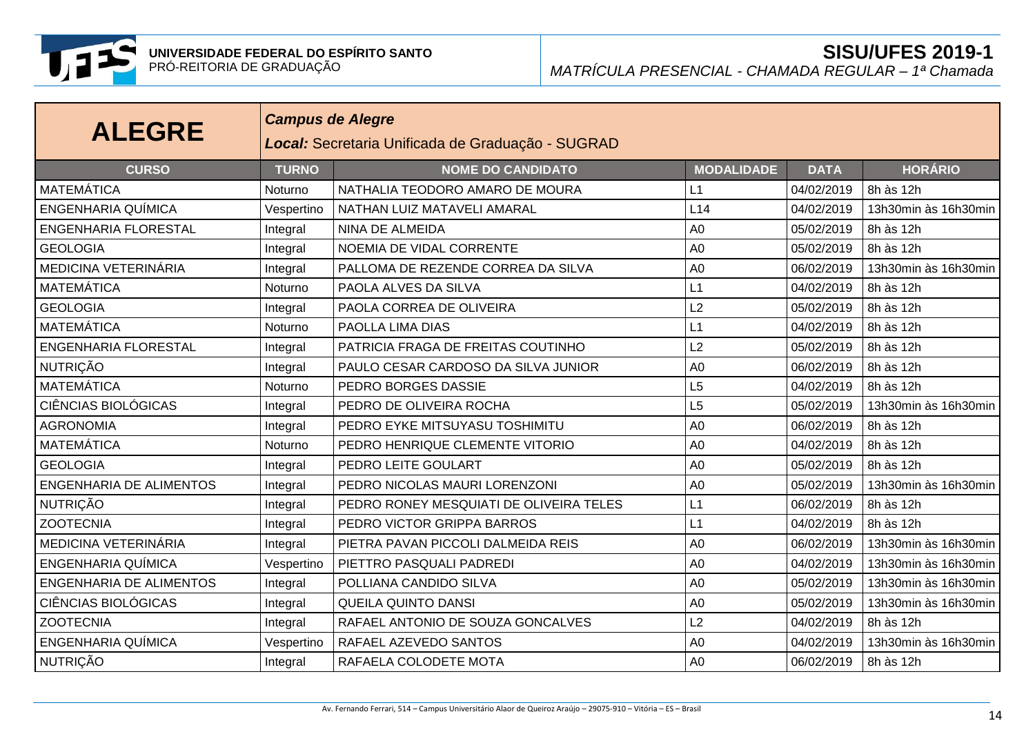**UNIVERSIDADE FEDERAL DO ESPÍRITO SANTO**
PRÓ-REITORIA DE GRADUAÇÃO

**SISU/UFES 2019-1**
*MATRÍCULA PRESENCIAL - CHAMADA REGULAR – 1ª Chamada*

# ALEGRE

***Campus de Alegre***
***Local:*** Secretaria Unificada de Graduação - SUGRAD

| CURSO | TURNO | NOME DO CANDIDATO | MODALIDADE | DATA | HORÁRIO |
|---|---|---|---|---|---|
| MATEMÁTICA | Noturno | NATHALIA TEODORO AMARO DE MOURA | L1 | 04/02/2019 | 8h às 12h |
| ENGENHARIA QUÍMICA | Vespertino | NATHAN LUIZ MATAVELI AMARAL | L14 | 04/02/2019 | 13h30min às 16h30min |
| ENGENHARIA FLORESTAL | Integral | NINA DE ALMEIDA | A0 | 05/02/2019 | 8h às 12h |
| GEOLOGIA | Integral | NOEMIA DE VIDAL CORRENTE | A0 | 05/02/2019 | 8h às 12h |
| MEDICINA VETERINÁRIA | Integral | PALLOMA DE REZENDE CORREA DA SILVA | A0 | 06/02/2019 | 13h30min às 16h30min |
| MATEMÁTICA | Noturno | PAOLA ALVES DA SILVA | L1 | 04/02/2019 | 8h às 12h |
| GEOLOGIA | Integral | PAOLA CORREA DE OLIVEIRA | L2 | 05/02/2019 | 8h às 12h |
| MATEMÁTICA | Noturno | PAOLLA LIMA DIAS | L1 | 04/02/2019 | 8h às 12h |
| ENGENHARIA FLORESTAL | Integral | PATRICIA FRAGA DE FREITAS COUTINHO | L2 | 05/02/2019 | 8h às 12h |
| NUTRIÇÃO | Integral | PAULO CESAR CARDOSO DA SILVA JUNIOR | A0 | 06/02/2019 | 8h às 12h |
| MATEMÁTICA | Noturno | PEDRO BORGES DASSIE | L5 | 04/02/2019 | 8h às 12h |
| CIÊNCIAS BIOLÓGICAS | Integral | PEDRO DE OLIVEIRA ROCHA | L5 | 05/02/2019 | 13h30min às 16h30min |
| AGRONOMIA | Integral | PEDRO EYKE MITSUYASU TOSHIMITU | A0 | 06/02/2019 | 8h às 12h |
| MATEMÁTICA | Noturno | PEDRO HENRIQUE CLEMENTE VITORIO | A0 | 04/02/2019 | 8h às 12h |
| GEOLOGIA | Integral | PEDRO LEITE GOULART | A0 | 05/02/2019 | 8h às 12h |
| ENGENHARIA DE ALIMENTOS | Integral | PEDRO NICOLAS MAURI LORENZONI | A0 | 05/02/2019 | 13h30min às 16h30min |
| NUTRIÇÃO | Integral | PEDRO RONEY MESQUIATI DE OLIVEIRA TELES | L1 | 06/02/2019 | 8h às 12h |
| ZOOTECNIA | Integral | PEDRO VICTOR GRIPPA BARROS | L1 | 04/02/2019 | 8h às 12h |
| MEDICINA VETERINÁRIA | Integral | PIETRA PAVAN PICCOLI DALMEIDA REIS | A0 | 06/02/2019 | 13h30min às 16h30min |
| ENGENHARIA QUÍMICA | Vespertino | PIETTRO PASQUALI PADREDI | A0 | 04/02/2019 | 13h30min às 16h30min |
| ENGENHARIA DE ALIMENTOS | Integral | POLLIANA CANDIDO SILVA | A0 | 05/02/2019 | 13h30min às 16h30min |
| CIÊNCIAS BIOLÓGICAS | Integral | QUEILA QUINTO DANSI | A0 | 05/02/2019 | 13h30min às 16h30min |
| ZOOTECNIA | Integral | RAFAEL ANTONIO DE SOUZA GONCALVES | L2 | 04/02/2019 | 8h às 12h |
| ENGENHARIA QUÍMICA | Vespertino | RAFAEL AZEVEDO SANTOS | A0 | 04/02/2019 | 13h30min às 16h30min |
| NUTRIÇÃO | Integral | RAFAELA COLODETE MOTA | A0 | 06/02/2019 | 8h às 12h |

Av. Fernando Ferrari, 514 – Campus Universitário Alaor de Queiroz Araújo – 29075-910 – Vitória – ES – Brasil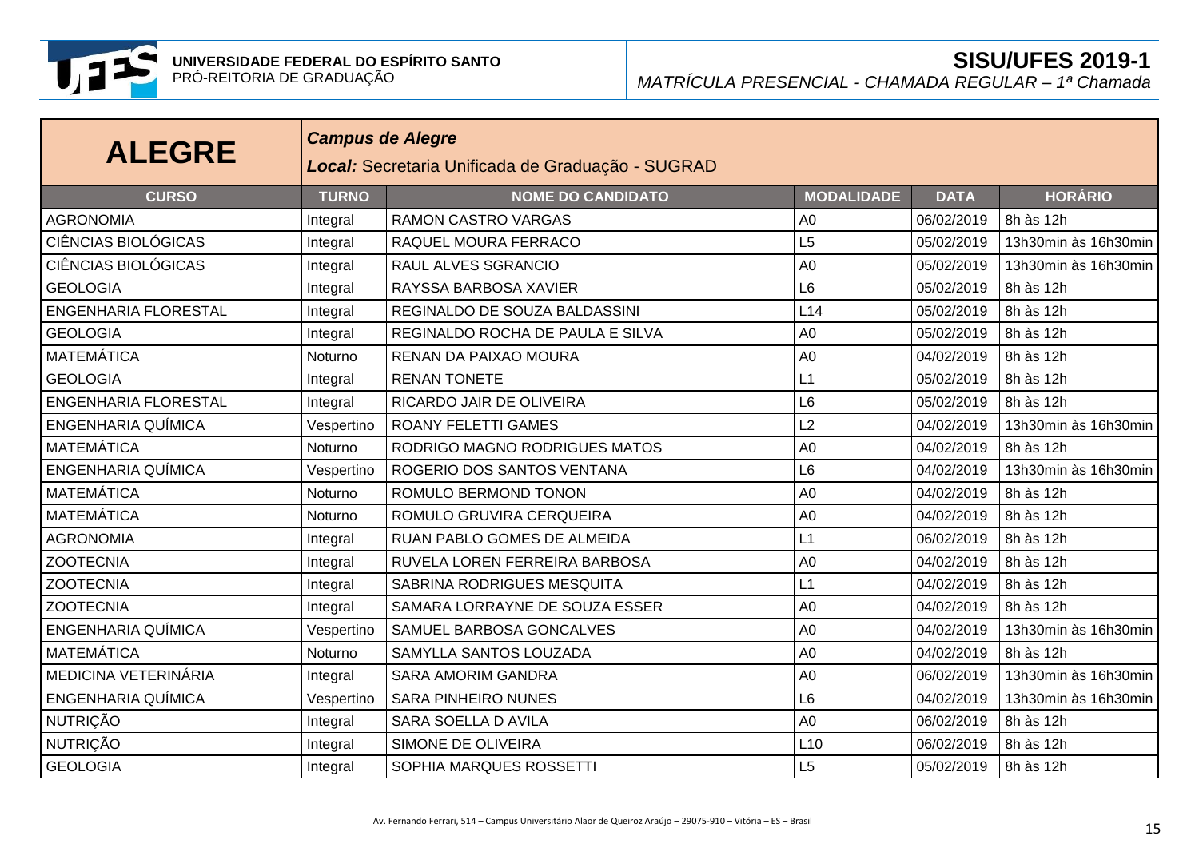# ALEGRE

***Campus de Alegre***

***Local:*** Secretaria Unificada de Graduação - SUGRAD

| CURSO | TURNO | NOME DO CANDIDATO | MODALIDADE | DATA | HORÁRIO |
|---|---|---|---|---|---|
| AGRONOMIA | Integral | RAMON CASTRO VARGAS | A0 | 06/02/2019 | 8h às 12h |
| CIÊNCIAS BIOLÓGICAS | Integral | RAQUEL MOURA FERRACO | L5 | 05/02/2019 | 13h30min às 16h30min |
| CIÊNCIAS BIOLÓGICAS | Integral | RAUL ALVES SGRANCIO | A0 | 05/02/2019 | 13h30min às 16h30min |
| GEOLOGIA | Integral | RAYSSA BARBOSA XAVIER | L6 | 05/02/2019 | 8h às 12h |
| ENGENHARIA FLORESTAL | Integral | REGINALDO DE SOUZA BALDASSINI | L14 | 05/02/2019 | 8h às 12h |
| GEOLOGIA | Integral | REGINALDO ROCHA DE PAULA E SILVA | A0 | 05/02/2019 | 8h às 12h |
| MATEMÁTICA | Noturno | RENAN DA PAIXAO MOURA | A0 | 04/02/2019 | 8h às 12h |
| GEOLOGIA | Integral | RENAN TONETE | L1 | 05/02/2019 | 8h às 12h |
| ENGENHARIA FLORESTAL | Integral | RICARDO JAIR DE OLIVEIRA | L6 | 05/02/2019 | 8h às 12h |
| ENGENHARIA QUÍMICA | Vespertino | ROANY FELETTI GAMES | L2 | 04/02/2019 | 13h30min às 16h30min |
| MATEMÁTICA | Noturno | RODRIGO MAGNO RODRIGUES MATOS | A0 | 04/02/2019 | 8h às 12h |
| ENGENHARIA QUÍMICA | Vespertino | ROGERIO DOS SANTOS VENTANA | L6 | 04/02/2019 | 13h30min às 16h30min |
| MATEMÁTICA | Noturno | ROMULO BERMOND TONON | A0 | 04/02/2019 | 8h às 12h |
| MATEMÁTICA | Noturno | ROMULO GRUVIRA CERQUEIRA | A0 | 04/02/2019 | 8h às 12h |
| AGRONOMIA | Integral | RUAN PABLO GOMES DE ALMEIDA | L1 | 06/02/2019 | 8h às 12h |
| ZOOTECNIA | Integral | RUVELA LOREN FERREIRA BARBOSA | A0 | 04/02/2019 | 8h às 12h |
| ZOOTECNIA | Integral | SABRINA RODRIGUES MESQUITA | L1 | 04/02/2019 | 8h às 12h |
| ZOOTECNIA | Integral | SAMARA LORRAYNE DE SOUZA ESSER | A0 | 04/02/2019 | 8h às 12h |
| ENGENHARIA QUÍMICA | Vespertino | SAMUEL BARBOSA GONCALVES | A0 | 04/02/2019 | 13h30min às 16h30min |
| MATEMÁTICA | Noturno | SAMYLLA SANTOS LOUZADA | A0 | 04/02/2019 | 8h às 12h |
| MEDICINA VETERINÁRIA | Integral | SARA AMORIM GANDRA | A0 | 06/02/2019 | 13h30min às 16h30min |
| ENGENHARIA QUÍMICA | Vespertino | SARA PINHEIRO NUNES | L6 | 04/02/2019 | 13h30min às 16h30min |
| NUTRIÇÃO | Integral | SARA SOELLA D AVILA | A0 | 06/02/2019 | 8h às 12h |
| NUTRIÇÃO | Integral | SIMONE DE OLIVEIRA | L10 | 06/02/2019 | 8h às 12h |
| GEOLOGIA | Integral | SOPHIA MARQUES ROSSETTI | L5 | 05/02/2019 | 8h às 12h |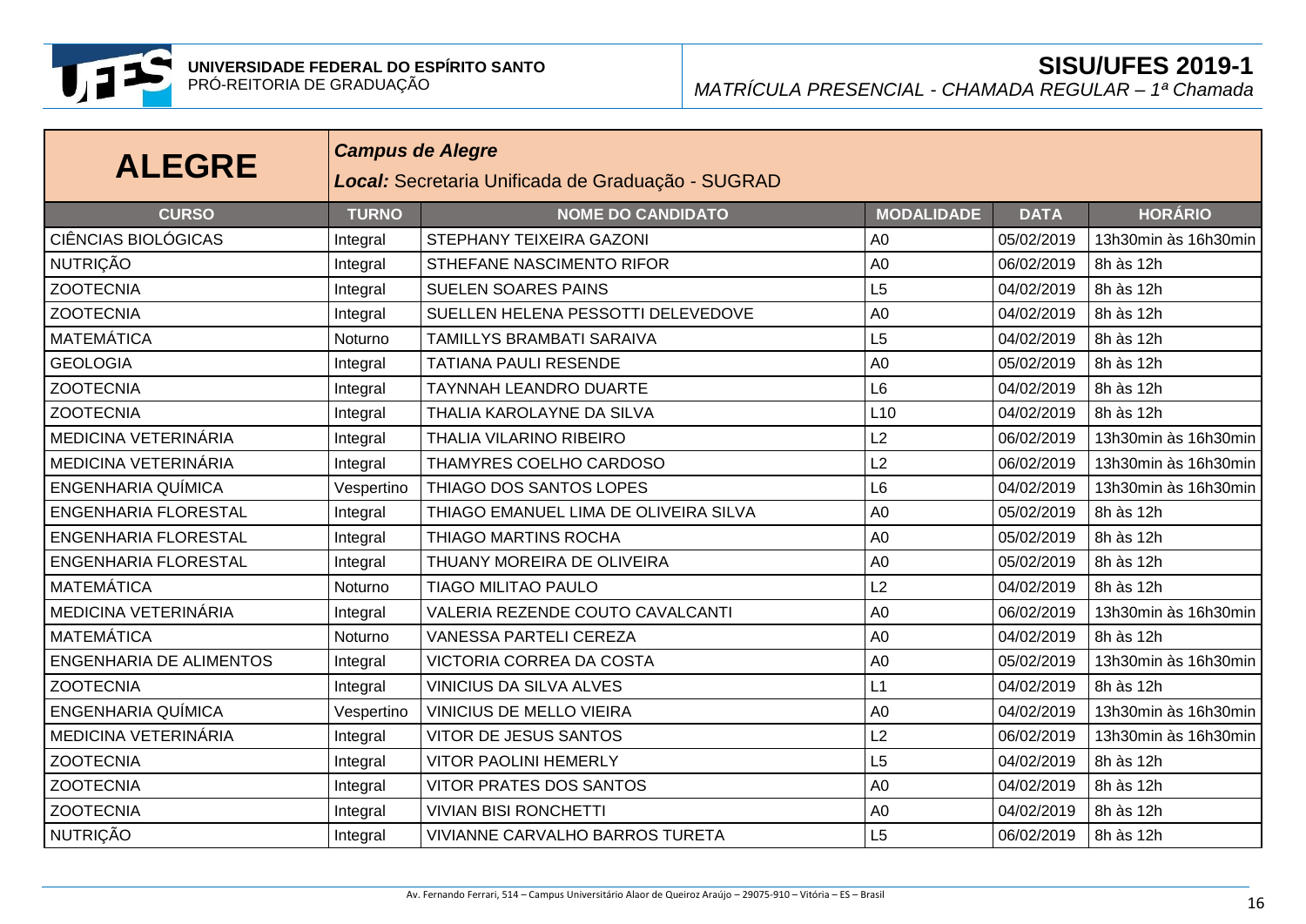**UNIVERSIDADE FEDERAL DO ESPÍRITO SANTO**
PRÓ-REITORIA DE GRADUAÇÃO

**SISU/UFES 2019-1**
*MATRÍCULA PRESENCIAL - CHAMADA REGULAR – 1ª Chamada*

# ALEGRE

***Campus de Alegre***
***Local:*** Secretaria Unificada de Graduação - SUGRAD

| CURSO | TURNO | NOME DO CANDIDATO | MODALIDADE | DATA | HORÁRIO |
|---|---|---|---|---|---|
| CIÊNCIAS BIOLÓGICAS | Integral | STEPHANY TEIXEIRA GAZONI | A0 | 05/02/2019 | 13h30min às 16h30min |
| NUTRIÇÃO | Integral | STHEFANE NASCIMENTO RIFOR | A0 | 06/02/2019 | 8h às 12h |
| ZOOTECNIA | Integral | SUELEN SOARES PAINS | L5 | 04/02/2019 | 8h às 12h |
| ZOOTECNIA | Integral | SUELLEN HELENA PESSOTTI DELEVEDOVE | A0 | 04/02/2019 | 8h às 12h |
| MATEMÁTICA | Noturno | TAMILLYS BRAMBATI SARAIVA | L5 | 04/02/2019 | 8h às 12h |
| GEOLOGIA | Integral | TATIANA PAULI RESENDE | A0 | 05/02/2019 | 8h às 12h |
| ZOOTECNIA | Integral | TAYNNAH LEANDRO DUARTE | L6 | 04/02/2019 | 8h às 12h |
| ZOOTECNIA | Integral | THALIA KAROLAYNE DA SILVA | L10 | 04/02/2019 | 8h às 12h |
| MEDICINA VETERINÁRIA | Integral | THALIA VILARINO RIBEIRO | L2 | 06/02/2019 | 13h30min às 16h30min |
| MEDICINA VETERINÁRIA | Integral | THAMYRES COELHO CARDOSO | L2 | 06/02/2019 | 13h30min às 16h30min |
| ENGENHARIA QUÍMICA | Vespertino | THIAGO DOS SANTOS LOPES | L6 | 04/02/2019 | 13h30min às 16h30min |
| ENGENHARIA FLORESTAL | Integral | THIAGO EMANUEL LIMA DE OLIVEIRA SILVA | A0 | 05/02/2019 | 8h às 12h |
| ENGENHARIA FLORESTAL | Integral | THIAGO MARTINS ROCHA | A0 | 05/02/2019 | 8h às 12h |
| ENGENHARIA FLORESTAL | Integral | THUANY MOREIRA DE OLIVEIRA | A0 | 05/02/2019 | 8h às 12h |
| MATEMÁTICA | Noturno | TIAGO MILITAO PAULO | L2 | 04/02/2019 | 8h às 12h |
| MEDICINA VETERINÁRIA | Integral | VALERIA REZENDE COUTO CAVALCANTI | A0 | 06/02/2019 | 13h30min às 16h30min |
| MATEMÁTICA | Noturno | VANESSA PARTELI CEREZA | A0 | 04/02/2019 | 8h às 12h |
| ENGENHARIA DE ALIMENTOS | Integral | VICTORIA CORREA DA COSTA | A0 | 05/02/2019 | 13h30min às 16h30min |
| ZOOTECNIA | Integral | VINICIUS DA SILVA ALVES | L1 | 04/02/2019 | 8h às 12h |
| ENGENHARIA QUÍMICA | Vespertino | VINICIUS DE MELLO VIEIRA | A0 | 04/02/2019 | 13h30min às 16h30min |
| MEDICINA VETERINÁRIA | Integral | VITOR DE JESUS SANTOS | L2 | 06/02/2019 | 13h30min às 16h30min |
| ZOOTECNIA | Integral | VITOR PAOLINI HEMERLY | L5 | 04/02/2019 | 8h às 12h |
| ZOOTECNIA | Integral | VITOR PRATES DOS SANTOS | A0 | 04/02/2019 | 8h às 12h |
| ZOOTECNIA | Integral | VIVIAN BISI RONCHETTI | A0 | 04/02/2019 | 8h às 12h |
| NUTRIÇÃO | Integral | VIVIANNE CARVALHO BARROS TURETA | L5 | 06/02/2019 | 8h às 12h |

Av. Fernando Ferrari, 514 – Campus Universitário Alaor de Queiroz Araújo – 29075-910 – Vitória – ES – Brasil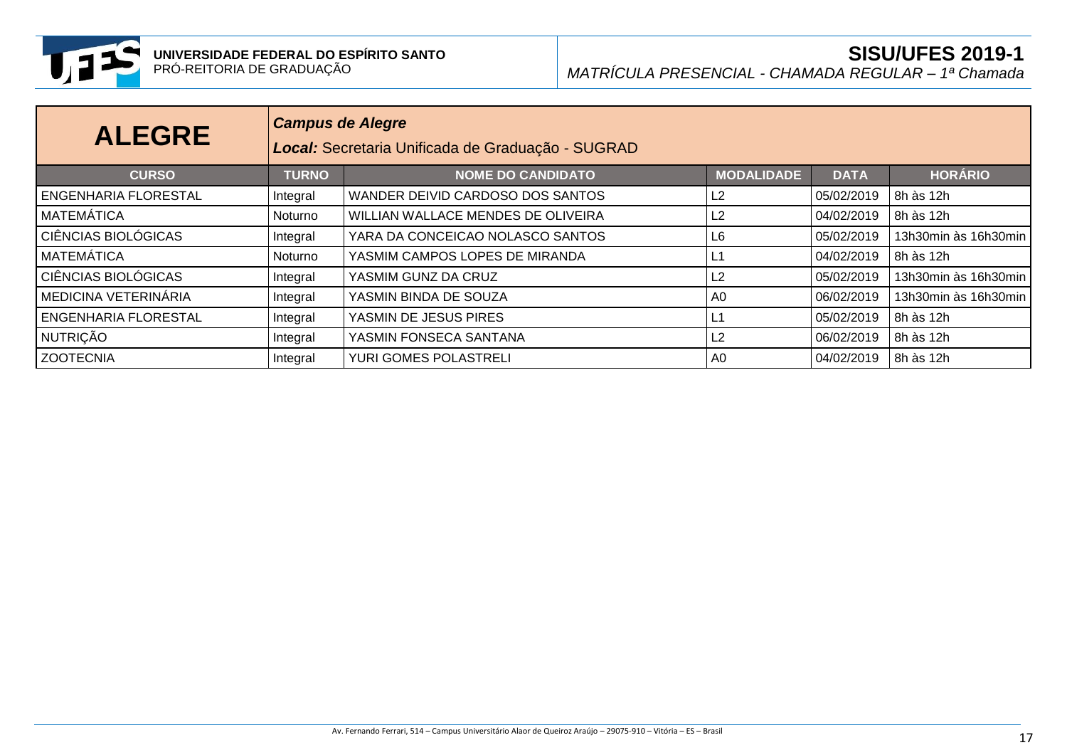**UNIVERSIDADE FEDERAL DO ESPÍRITO SANTO**
PRÓ-REITORIA DE GRADUAÇÃO

**SISU/UFES 2019-1**
*MATRÍCULA PRESENCIAL - CHAMADA REGULAR – 1ª Chamada*

## ALEGRE

***Campus de Alegre***
***Local:*** Secretaria Unificada de Graduação - SUGRAD

| CURSO | TURNO | NOME DO CANDIDATO | MODALIDADE | DATA | HORÁRIO |
|---|---|---|---|---|---|
| ENGENHARIA FLORESTAL | Integral | WANDER DEIVID CARDOSO DOS SANTOS | L2 | 05/02/2019 | 8h às 12h |
| MATEMÁTICA | Noturno | WILLIAN WALLACE MENDES DE OLIVEIRA | L2 | 04/02/2019 | 8h às 12h |
| CIÊNCIAS BIOLÓGICAS | Integral | YARA DA CONCEICAO NOLASCO SANTOS | L6 | 05/02/2019 | 13h30min às 16h30min |
| MATEMÁTICA | Noturno | YASMIM CAMPOS LOPES DE MIRANDA | L1 | 04/02/2019 | 8h às 12h |
| CIÊNCIAS BIOLÓGICAS | Integral | YASMIM GUNZ DA CRUZ | L2 | 05/02/2019 | 13h30min às 16h30min |
| MEDICINA VETERINÁRIA | Integral | YASMIN BINDA DE SOUZA | A0 | 06/02/2019 | 13h30min às 16h30min |
| ENGENHARIA FLORESTAL | Integral | YASMIN DE JESUS PIRES | L1 | 05/02/2019 | 8h às 12h |
| NUTRIÇÃO | Integral | YASMIN FONSECA SANTANA | L2 | 06/02/2019 | 8h às 12h |
| ZOOTECNIA | Integral | YURI GOMES POLASTRELI | A0 | 04/02/2019 | 8h às 12h |

Av. Fernando Ferrari, 514 – Campus Universitário Alaor de Queiroz Araújo – 29075-910 – Vitória – ES – Brasil